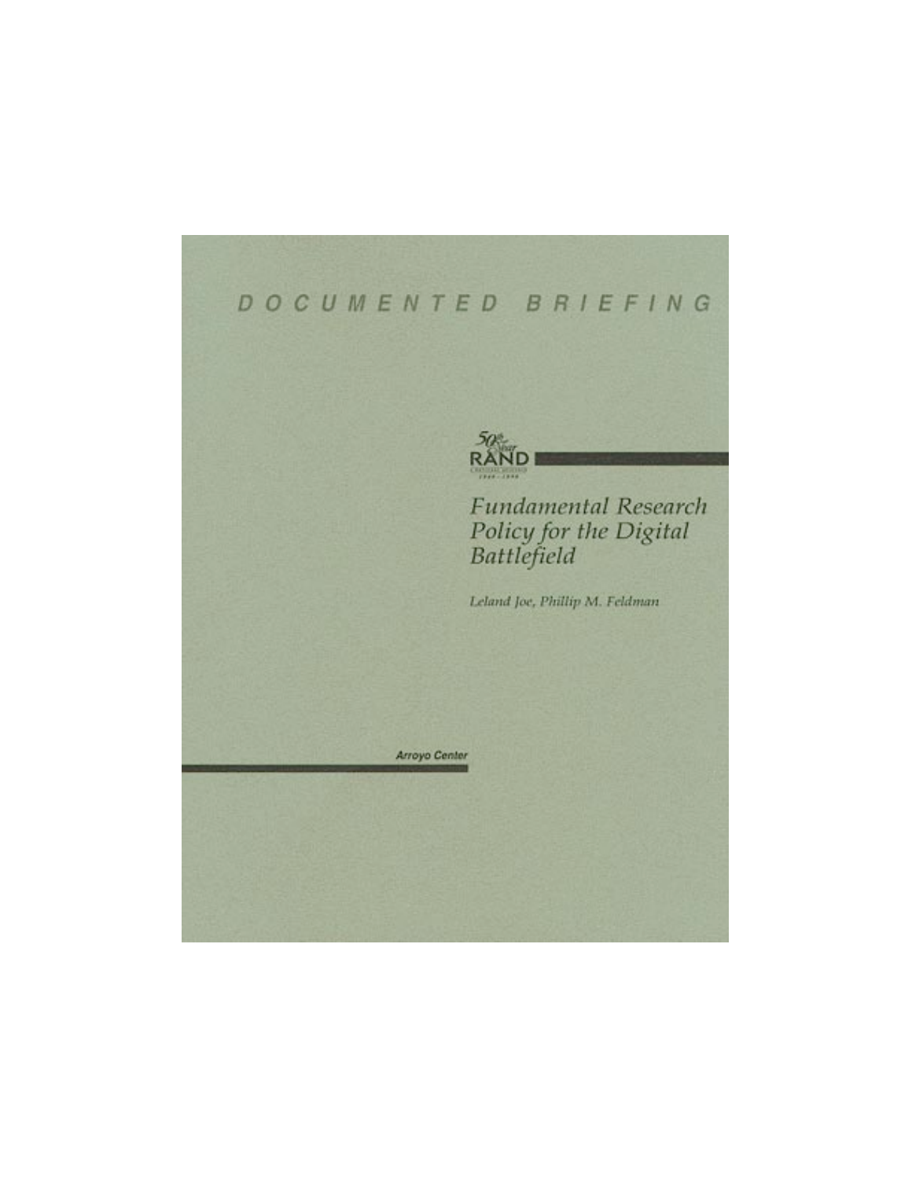DOCUMENTED BRIEFING

50th Year RAND

# Fundamental Research Policy for the Digital Battlefield

*Leland Joe, Phillip M. Feldman*

**Arroyo Center**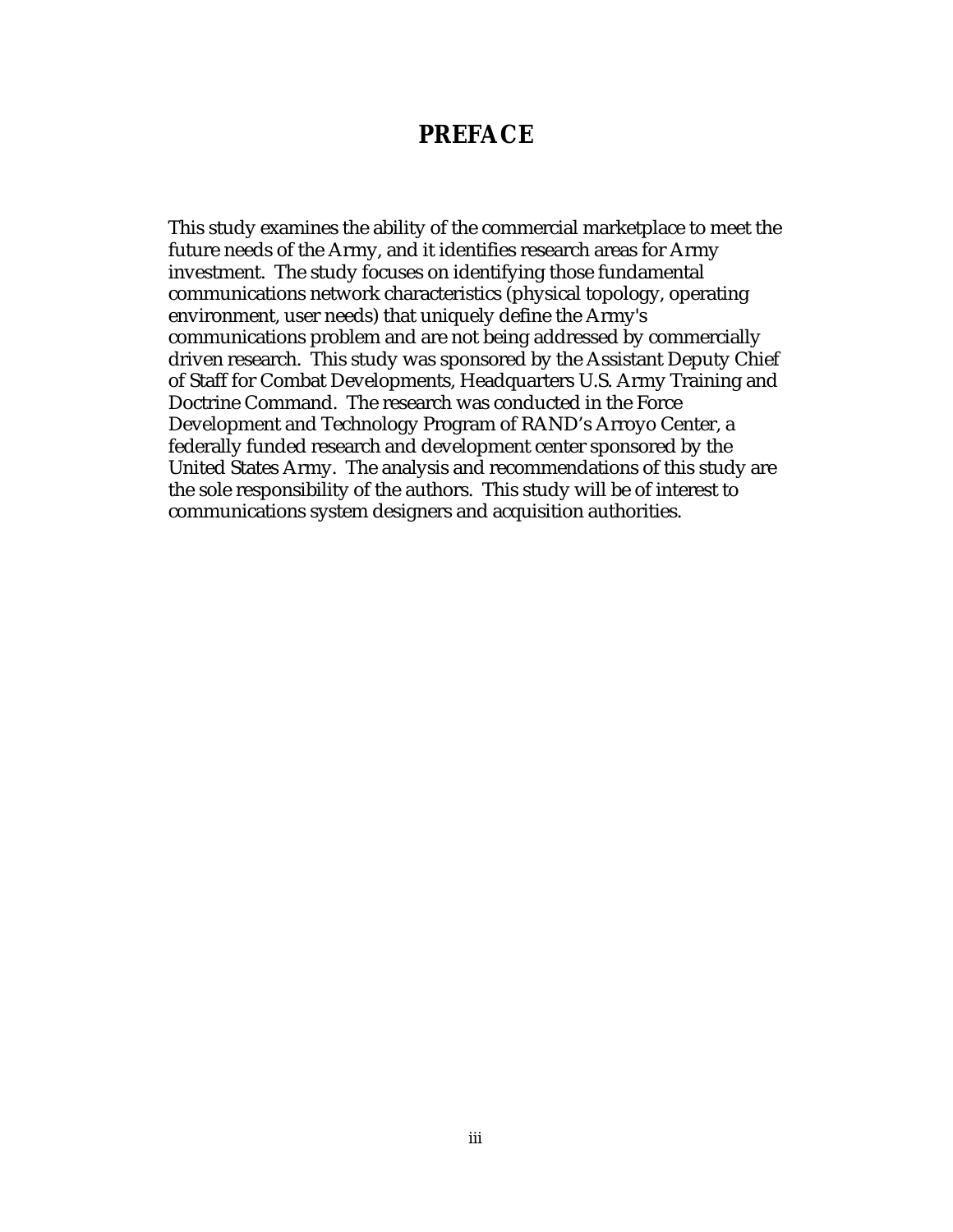# PREFACE

This study examines the ability of the commercial marketplace to meet the future needs of the Army, and it identifies research areas for Army investment. The study focuses on identifying those fundamental communications network characteristics (physical topology, operating environment, user needs) that uniquely define the Army's communications problem and are not being addressed by commercially driven research. This study was sponsored by the Assistant Deputy Chief of Staff for Combat Developments, Headquarters U.S. Army Training and Doctrine Command. The research was conducted in the Force Development and Technology Program of RAND's Arroyo Center, a federally funded research and development center sponsored by the United States Army. The analysis and recommendations of this study are the sole responsibility of the authors. This study will be of interest to communications system designers and acquisition authorities.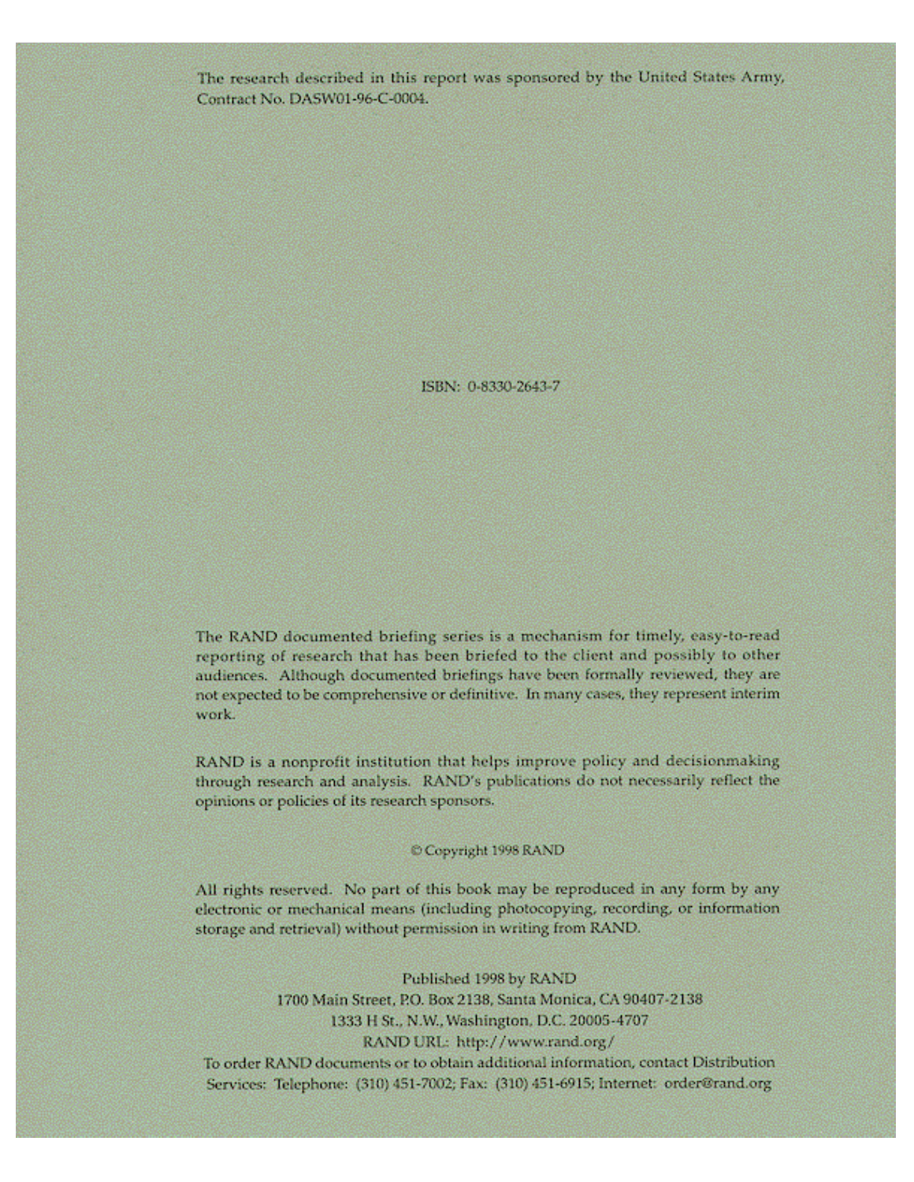The research described in this report was sponsored by the United States Army, Contract No. DASW01-96-C-0004.

ISBN: 0-8330-2643-7

The RAND documented briefing series is a mechanism for timely, easy-to-read reporting of research that has been briefed to the client and possibly to other audiences. Although documented briefings have been formally reviewed, they are not expected to be comprehensive or definitive. In many cases, they represent interim work.

RAND is a nonprofit institution that helps improve policy and decisionmaking through research and analysis. RAND's publications do not necessarily reflect the opinions or policies of its research sponsors.

© Copyright 1998 RAND

All rights reserved. No part of this book may be reproduced in any form by any electronic or mechanical means (including photocopying, recording, or information storage and retrieval) without permission in writing from RAND.

Published 1998 by RAND
1700 Main Street, P.O. Box 2138, Santa Monica, CA 90407-2138
1333 H St., N.W., Washington, D.C. 20005-4707
RAND URL: http://www.rand.org/
To order RAND documents or to obtain additional information, contact Distribution Services: Telephone: (310) 451-7002; Fax: (310) 451-6915; Internet: order@rand.org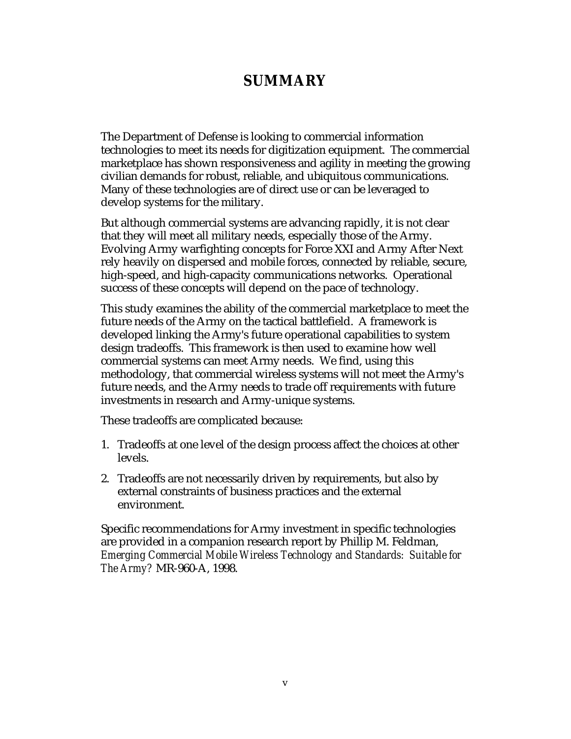# SUMMARY

The Department of Defense is looking to commercial information technologies to meet its needs for digitization equipment. The commercial marketplace has shown responsiveness and agility in meeting the growing civilian demands for robust, reliable, and ubiquitous communications. Many of these technologies are of direct use or can be leveraged to develop systems for the military.

But although commercial systems are advancing rapidly, it is not clear that they will meet all military needs, especially those of the Army. Evolving Army warfighting concepts for Force XXI and Army After Next rely heavily on dispersed and mobile forces, connected by reliable, secure, high-speed, and high-capacity communications networks. Operational success of these concepts will depend on the pace of technology.

This study examines the ability of the commercial marketplace to meet the future needs of the Army on the tactical battlefield. A framework is developed linking the Army's future operational capabilities to system design tradeoffs. This framework is then used to examine how well commercial systems can meet Army needs. We find, using this methodology, that commercial wireless systems will not meet the Army's future needs, and the Army needs to trade off requirements with future investments in research and Army-unique systems.

These tradeoffs are complicated because:

1. Tradeoffs at one level of the design process affect the choices at other levels.
2. Tradeoffs are not necessarily driven by requirements, but also by external constraints of business practices and the external environment.

Specific recommendations for Army investment in specific technologies are provided in a companion research report by Phillip M. Feldman, *Emerging Commercial Mobile Wireless Technology and Standards: Suitable for The Army?* MR-960-A, 1998.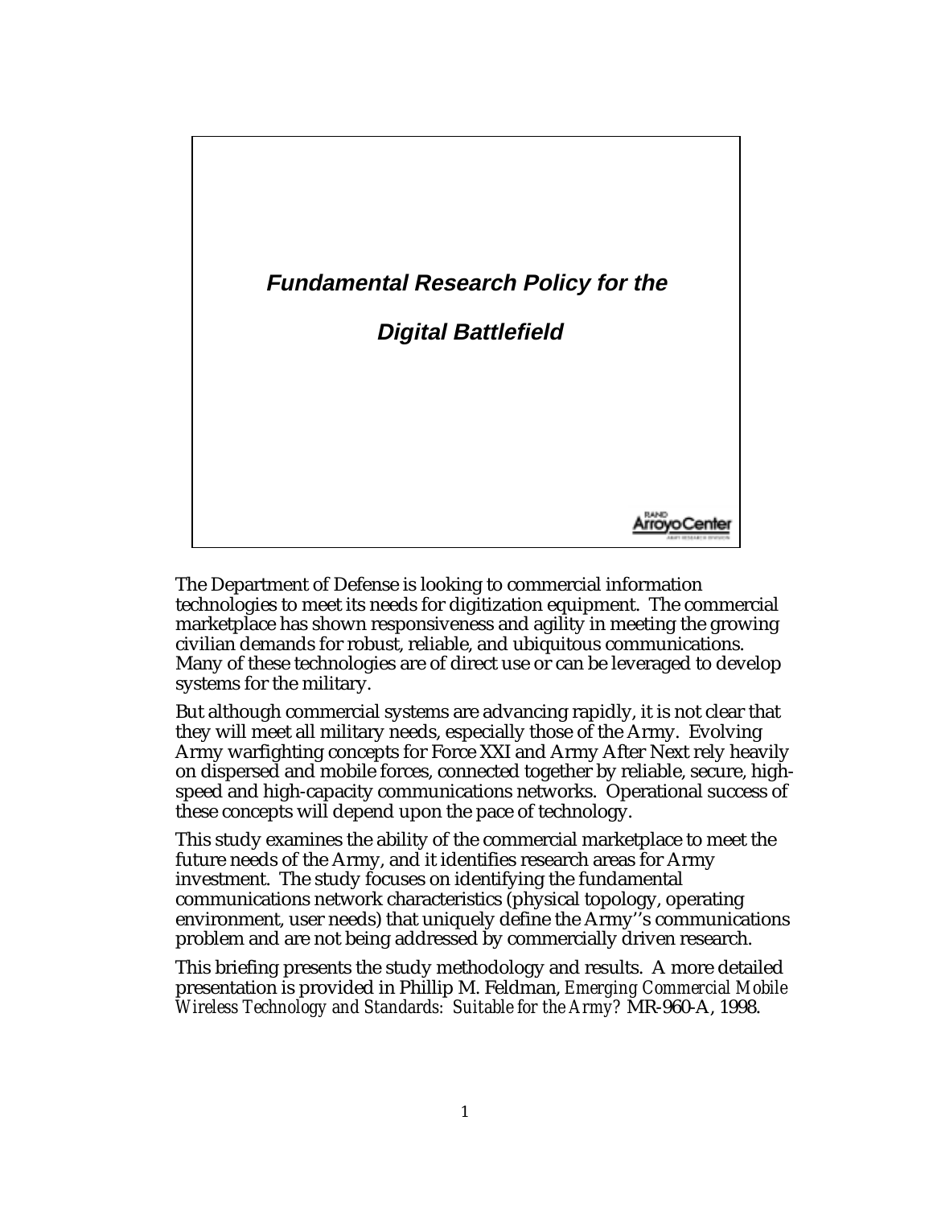## *Fundamental Research Policy for the Digital Battlefield*

RAND Arroyo Center

The Department of Defense is looking to commercial information technologies to meet its needs for digitization equipment. The commercial marketplace has shown responsiveness and agility in meeting the growing civilian demands for robust, reliable, and ubiquitous communications. Many of these technologies are of direct use or can be leveraged to develop systems for the military.

But although commercial systems are advancing rapidly, it is not clear that they will meet all military needs, especially those of the Army. Evolving Army warfighting concepts for Force XXI and Army After Next rely heavily on dispersed and mobile forces, connected together by reliable, secure, high-speed and high-capacity communications networks. Operational success of these concepts will depend upon the pace of technology.

This study examines the ability of the commercial marketplace to meet the future needs of the Army, and it identifies research areas for Army investment. The study focuses on identifying the fundamental communications network characteristics (physical topology, operating environment, user needs) that uniquely define the Army''s communications problem and are not being addressed by commercially driven research.

This briefing presents the study methodology and results. A more detailed presentation is provided in Phillip M. Feldman, *Emerging Commercial Mobile Wireless Technology and Standards: Suitable for the Army?* MR-960-A, 1998.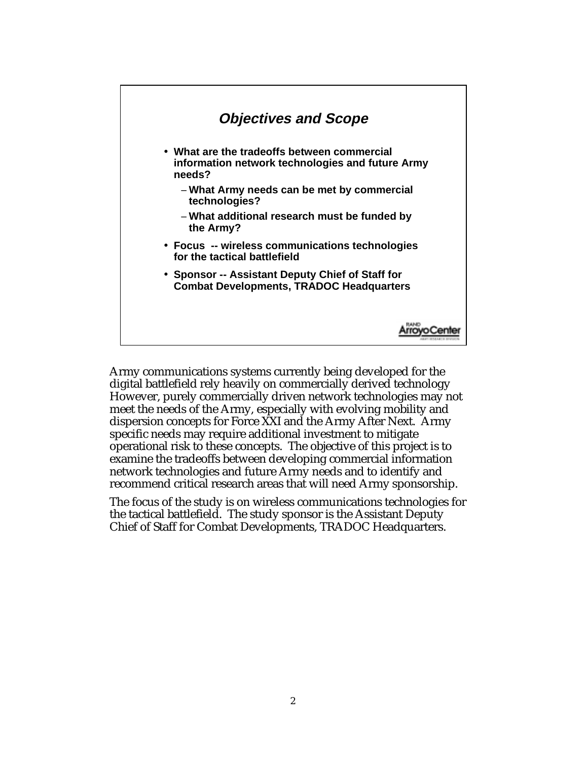## *Objectives and Scope*

- **What are the tradeoffs between commercial information network technologies and future Army needs?**
  - **What Army needs can be met by commercial technologies?**
  - **What additional research must be funded by the Army?**
- **Focus -- wireless communications technologies for the tactical battlefield**
- **Sponsor -- Assistant Deputy Chief of Staff for Combat Developments, TRADOC Headquarters**

RAND ArroyoCenter

Army communications systems currently being developed for the digital battlefield rely heavily on commercially derived technology However, purely commercially driven network technologies may not meet the needs of the Army, especially with evolving mobility and dispersion concepts for Force XXI and the Army After Next. Army specific needs may require additional investment to mitigate operational risk to these concepts. The objective of this project is to examine the tradeoffs between developing commercial information network technologies and future Army needs and to identify and recommend critical research areas that will need Army sponsorship.

The focus of the study is on wireless communications technologies for the tactical battlefield. The study sponsor is the Assistant Deputy Chief of Staff for Combat Developments, TRADOC Headquarters.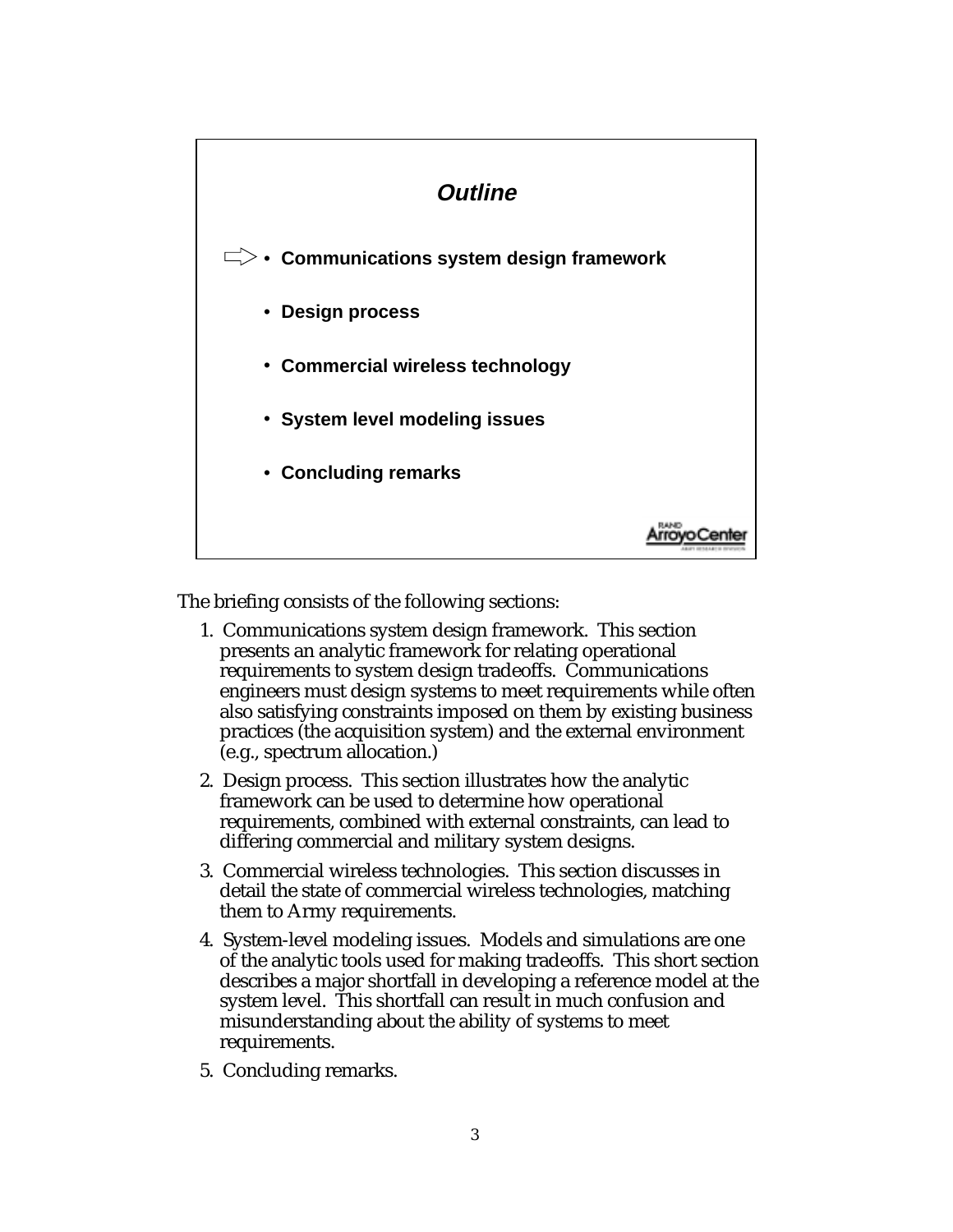## *Outline*

- **Communications system design framework**
- **Design process**
- **Commercial wireless technology**
- **System level modeling issues**
- **Concluding remarks**

RAND Arroyo Center

The briefing consists of the following sections:

1. Communications system design framework. This section presents an analytic framework for relating operational requirements to system design tradeoffs. Communications engineers must design systems to meet requirements while often also satisfying constraints imposed on them by existing business practices (the acquisition system) and the external environment (e.g., spectrum allocation.)
2. Design process. This section illustrates how the analytic framework can be used to determine how operational requirements, combined with external constraints, can lead to differing commercial and military system designs.
3. Commercial wireless technologies. This section discusses in detail the state of commercial wireless technologies, matching them to Army requirements.
4. System-level modeling issues. Models and simulations are one of the analytic tools used for making tradeoffs. This short section describes a major shortfall in developing a reference model at the system level. This shortfall can result in much confusion and misunderstanding about the ability of systems to meet requirements.
5. Concluding remarks.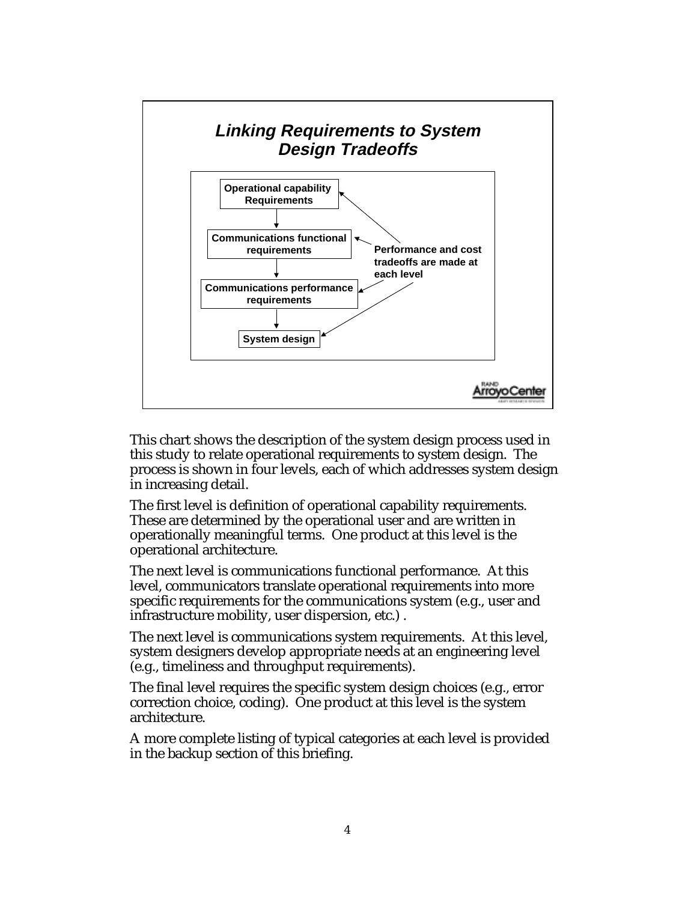## *Linking Requirements to System Design Tradeoffs*

- **Operational capability Requirements**
- ↓
- **Communications functional requirements**
- ↓
- **Communications performance requirements**
- ↓
- **System design**

**Performance and cost tradeoffs are made at each level**

RAND Arroyo Center

This chart shows the description of the system design process used in this study to relate operational requirements to system design. The process is shown in four levels, each of which addresses system design in increasing detail.

The first level is definition of operational capability requirements. These are determined by the operational user and are written in operationally meaningful terms. One product at this level is the operational architecture.

The next level is communications functional performance. At this level, communicators translate operational requirements into more specific requirements for the communications system (e.g., user and infrastructure mobility, user dispersion, etc.) .

The next level is communications system requirements. At this level, system designers develop appropriate needs at an engineering level (e.g., timeliness and throughput requirements).

The final level requires the specific system design choices (e.g., error correction choice, coding). One product at this level is the system architecture.

A more complete listing of typical categories at each level is provided in the backup section of this briefing.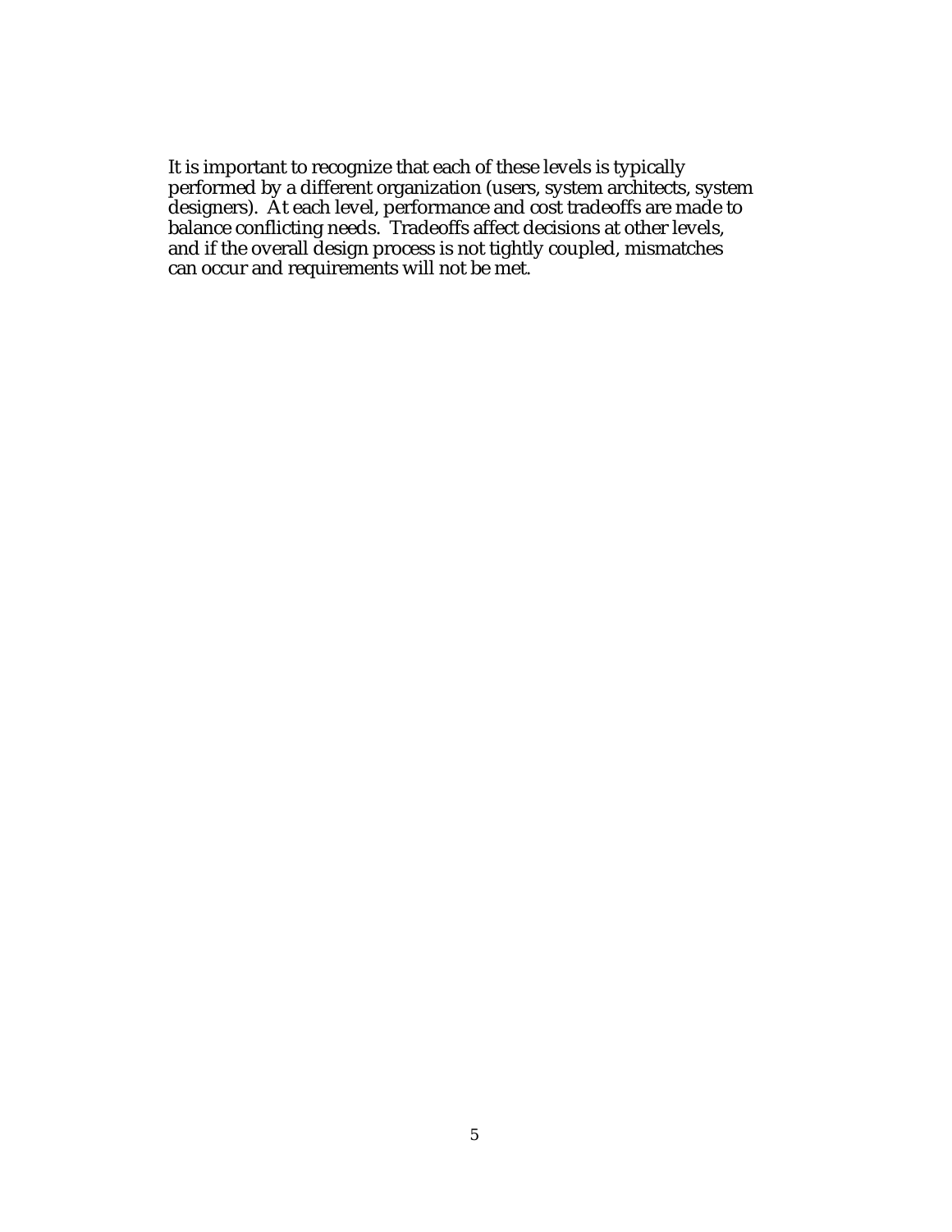It is important to recognize that each of these levels is typically performed by a different organization (users, system architects, system designers). At each level, performance and cost tradeoffs are made to balance conflicting needs. Tradeoffs affect decisions at other levels, and if the overall design process is not tightly coupled, mismatches can occur and requirements will not be met.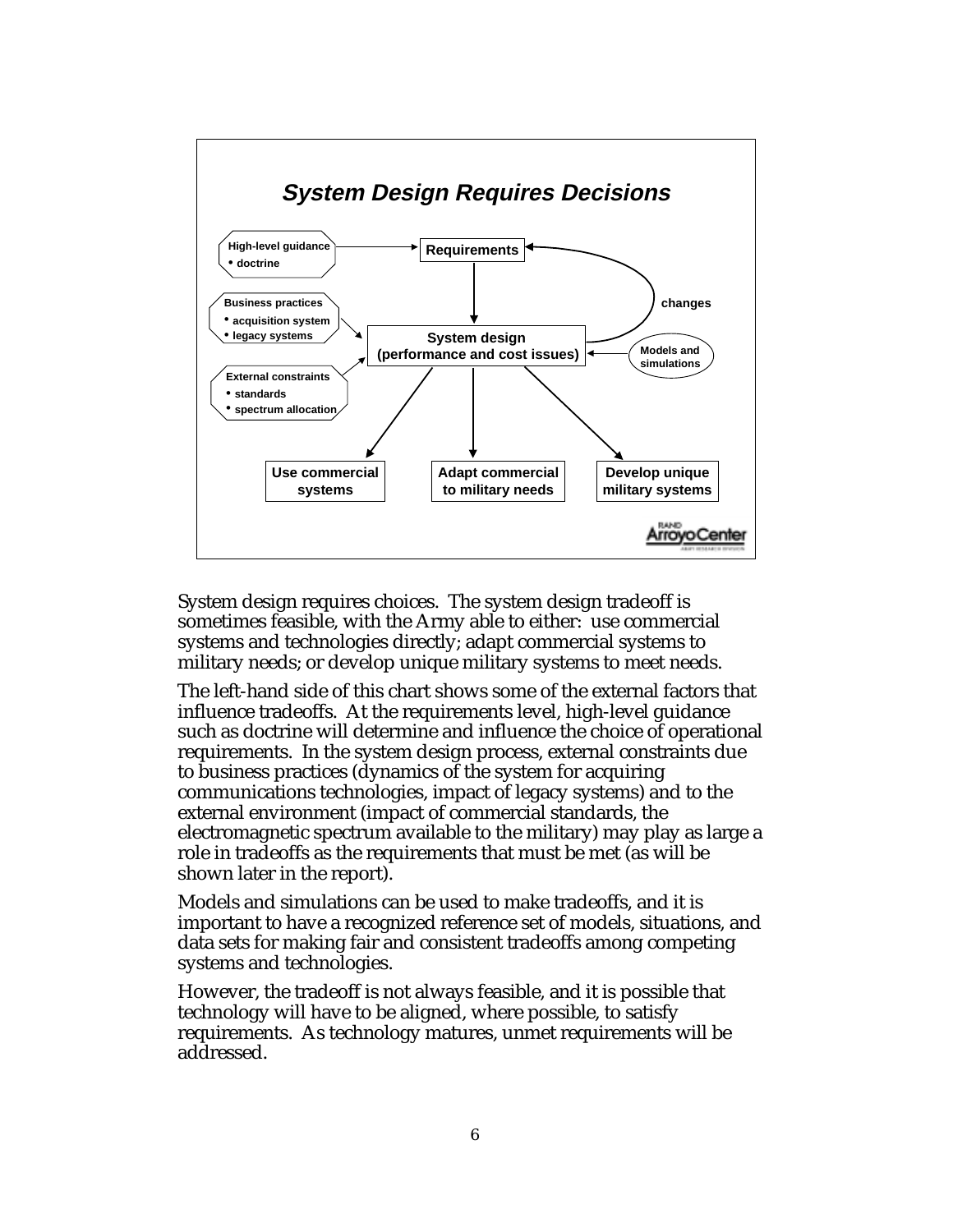## System Design Requires Decisions

- High-level guidance
  - doctrine
- Requirements
- Business practices
  - acquisition system
  - legacy systems
- System design (performance and cost issues)
- changes
- Models and simulations
- External constraints
  - standards
  - spectrum allocation
- Use commercial systems
- Adapt commercial to military needs
- Develop unique military systems

RAND Arroyo Center

System design requires choices. The system design tradeoff is sometimes feasible, with the Army able to either: use commercial systems and technologies directly; adapt commercial systems to military needs; or develop unique military systems to meet needs.

The left-hand side of this chart shows some of the external factors that influence tradeoffs. At the requirements level, high-level guidance such as doctrine will determine and influence the choice of operational requirements. In the system design process, external constraints due to business practices (dynamics of the system for acquiring communications technologies, impact of legacy systems) and to the external environment (impact of commercial standards, the electromagnetic spectrum available to the military) may play as large a role in tradeoffs as the requirements that must be met (as will be shown later in the report).

Models and simulations can be used to make tradeoffs, and it is important to have a recognized reference set of models, situations, and data sets for making fair and consistent tradeoffs among competing systems and technologies.

However, the tradeoff is not always feasible, and it is possible that technology will have to be aligned, where possible, to satisfy requirements. As technology matures, unmet requirements will be addressed.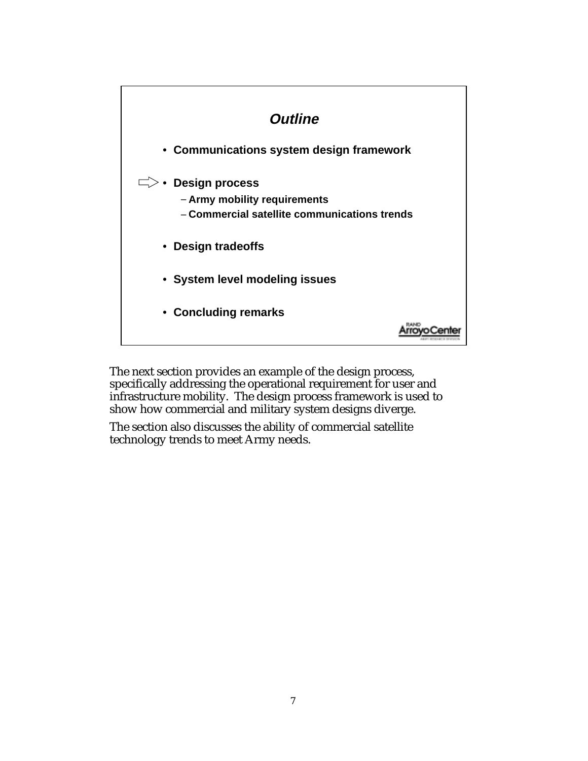## *Outline*

- **Communications system design framework**
- **Design process** ⇨
  - **Army mobility requirements**
  - **Commercial satellite communications trends**
- **Design tradeoffs**
- **System level modeling issues**
- **Concluding remarks**

RAND Arroyo Center

The next section provides an example of the design process, specifically addressing the operational requirement for user and infrastructure mobility. The design process framework is used to show how commercial and military system designs diverge.

The section also discusses the ability of commercial satellite technology trends to meet Army needs.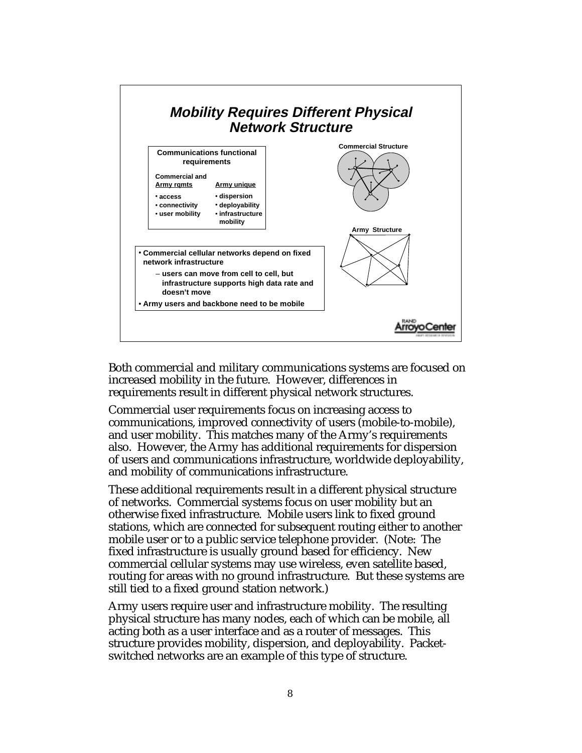## Mobility Requires Different Physical Network Structure

**Communications functional requirements**

| Commercial and Army rqmts | Army unique |
|---|---|
| • access | • dispersion |
| • connectivity | • deployability |
| • user mobility | • infrastructure mobility |

**Commercial Structure**

**Army Structure**

- **Commercial cellular networks depend on fixed network infrastructure**
  - **users can move from cell to cell, but infrastructure supports high data rate and doesn't move**
- **Army users and backbone need to be mobile**

Both commercial and military communications systems are focused on increased mobility in the future. However, differences in requirements result in different physical network structures.

Commercial user requirements focus on increasing access to communications, improved connectivity of users (mobile-to-mobile), and user mobility. This matches many of the Army's requirements also. However, the Army has additional requirements for dispersion of users and communications infrastructure, worldwide deployability, and mobility of communications infrastructure.

These additional requirements result in a different physical structure of networks. Commercial systems focus on user mobility but an otherwise fixed infrastructure. Mobile users link to fixed ground stations, which are connected for subsequent routing either to another mobile user or to a public service telephone provider. (Note: The fixed infrastructure is usually ground based for efficiency. New commercial cellular systems may use wireless, even satellite based, routing for areas with no ground infrastructure. But these systems are still tied to a fixed ground station network.)

Army users require user and infrastructure mobility. The resulting physical structure has many nodes, each of which can be mobile, all acting both as a user interface and as a router of messages. This structure provides mobility, dispersion, and deployability. Packet-switched networks are an example of this type of structure.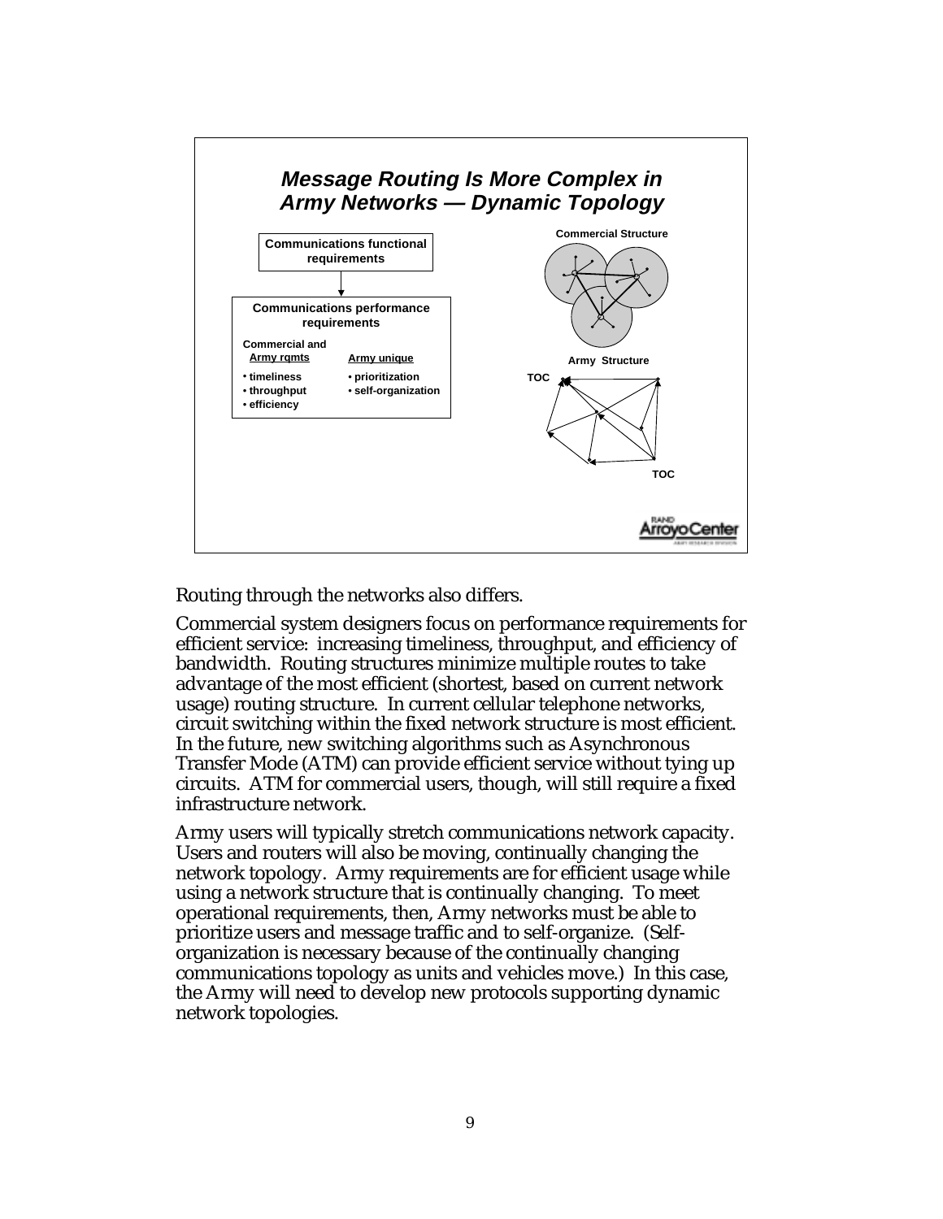## Message Routing Is More Complex in Army Networks — Dynamic Topology

**Communications functional requirements**

**Communications performance requirements**

| Commercial and Army rqmts | Army unique |
|---|---|
| • timeliness | • prioritization |
| • throughput | • self-organization |
| • efficiency | |

**Commercial Structure**

**Army Structure**

TOC

TOC

Routing through the networks also differs.

Commercial system designers focus on performance requirements for efficient service: increasing timeliness, throughput, and efficiency of bandwidth. Routing structures minimize multiple routes to take advantage of the most efficient (shortest, based on current network usage) routing structure. In current cellular telephone networks, circuit switching within the fixed network structure is most efficient. In the future, new switching algorithms such as Asynchronous Transfer Mode (ATM) can provide efficient service without tying up circuits. ATM for commercial users, though, will still require a fixed infrastructure network.

Army users will typically stretch communications network capacity. Users and routers will also be moving, continually changing the network topology. Army requirements are for efficient usage while using a network structure that is continually changing. To meet operational requirements, then, Army networks must be able to prioritize users and message traffic and to self-organize. (Self-organization is necessary because of the continually changing communications topology as units and vehicles move.) In this case, the Army will need to develop new protocols supporting dynamic network topologies.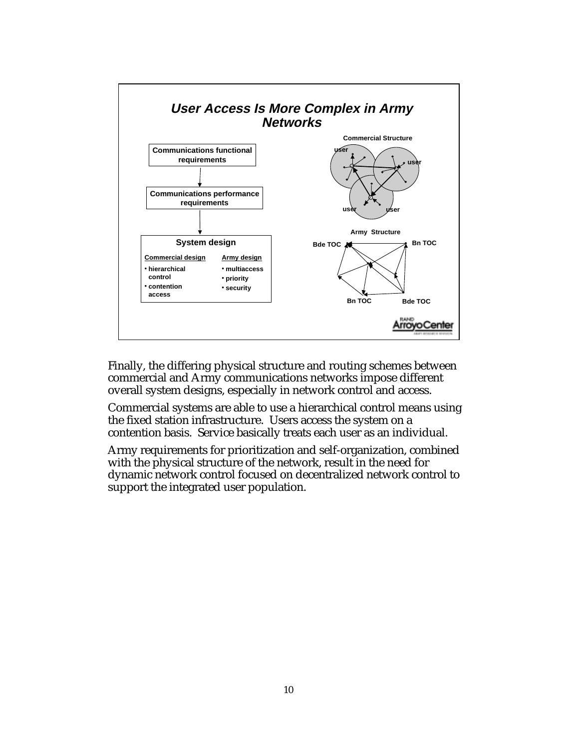## *User Access Is More Complex in Army Networks*

Communications functional requirements

↓

Communications performance requirements

↓

**System design**

| Commercial design | Army design |
|---|---|
| • hierarchical control | • multiaccess |
| • contention access | • priority |
| | • security |

**Commercial Structure**

user — user — user — user

**Army Structure**

Bde TOC — Bn TOC — Bn TOC — Bde TOC

Finally, the differing physical structure and routing schemes between commercial and Army communications networks impose different overall system designs, especially in network control and access.

Commercial systems are able to use a hierarchical control means using the fixed station infrastructure. Users access the system on a contention basis. Service basically treats each user as an individual.

Army requirements for prioritization and self-organization, combined with the physical structure of the network, result in the need for dynamic network control focused on decentralized network control to support the integrated user population.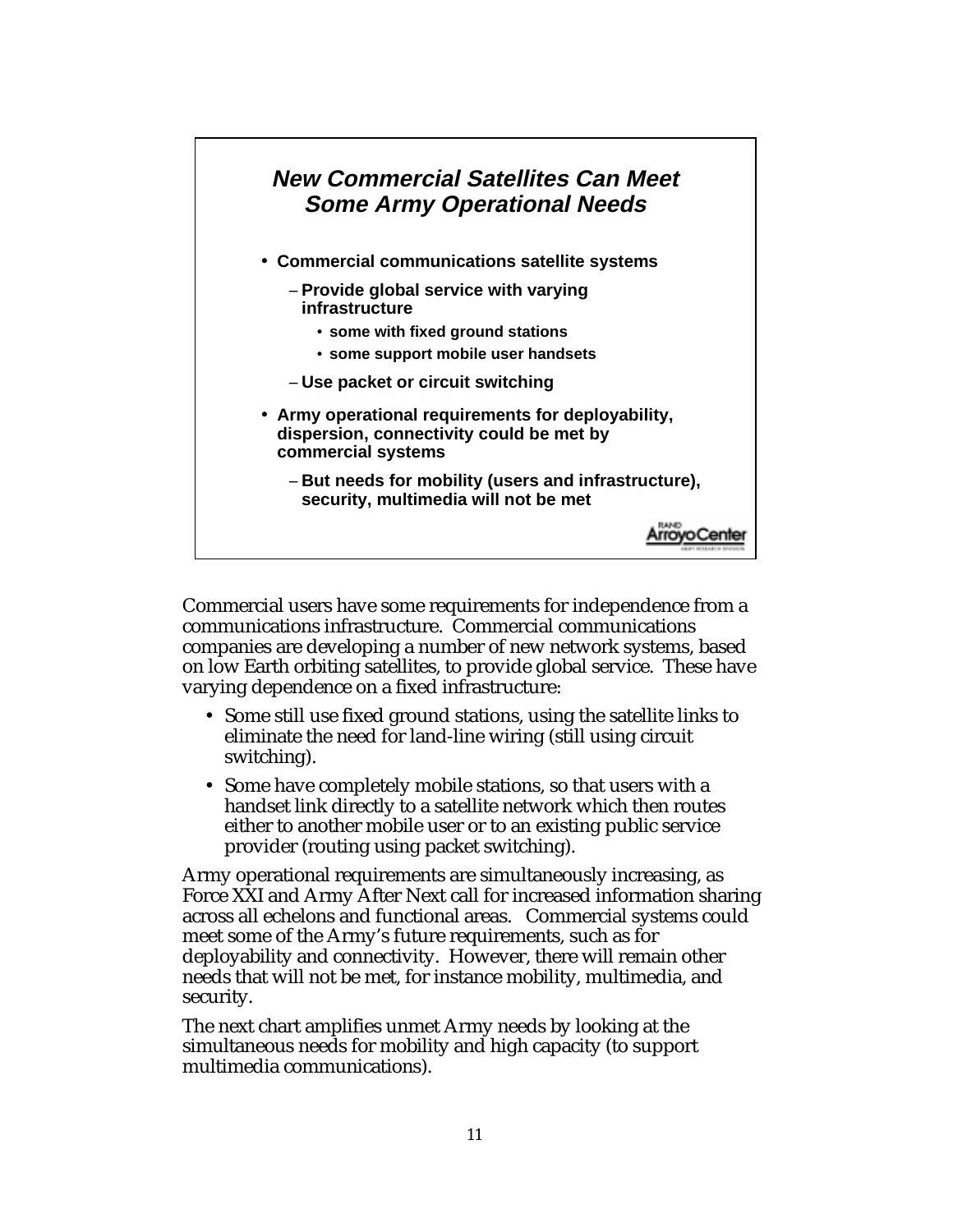## New Commercial Satellites Can Meet Some Army Operational Needs

- **Commercial communications satellite systems**
  - **Provide global service with varying infrastructure**
    - **some with fixed ground stations**
    - **some support mobile user handsets**
  - **Use packet or circuit switching**
- **Army operational requirements for deployability, dispersion, connectivity could be met by commercial systems**
  - **But needs for mobility (users and infrastructure), security, multimedia will not be met**

RAND Arroyo Center

Commercial users have some requirements for independence from a communications infrastructure. Commercial communications companies are developing a number of new network systems, based on low Earth orbiting satellites, to provide global service. These have varying dependence on a fixed infrastructure:

- Some still use fixed ground stations, using the satellite links to eliminate the need for land-line wiring (still using circuit switching).
- Some have completely mobile stations, so that users with a handset link directly to a satellite network which then routes either to another mobile user or to an existing public service provider (routing using packet switching).

Army operational requirements are simultaneously increasing, as Force XXI and Army After Next call for increased information sharing across all echelons and functional areas. Commercial systems could meet some of the Army's future requirements, such as for deployability and connectivity. However, there will remain other needs that will not be met, for instance mobility, multimedia, and security.

The next chart amplifies unmet Army needs by looking at the simultaneous needs for mobility and high capacity (to support multimedia communications).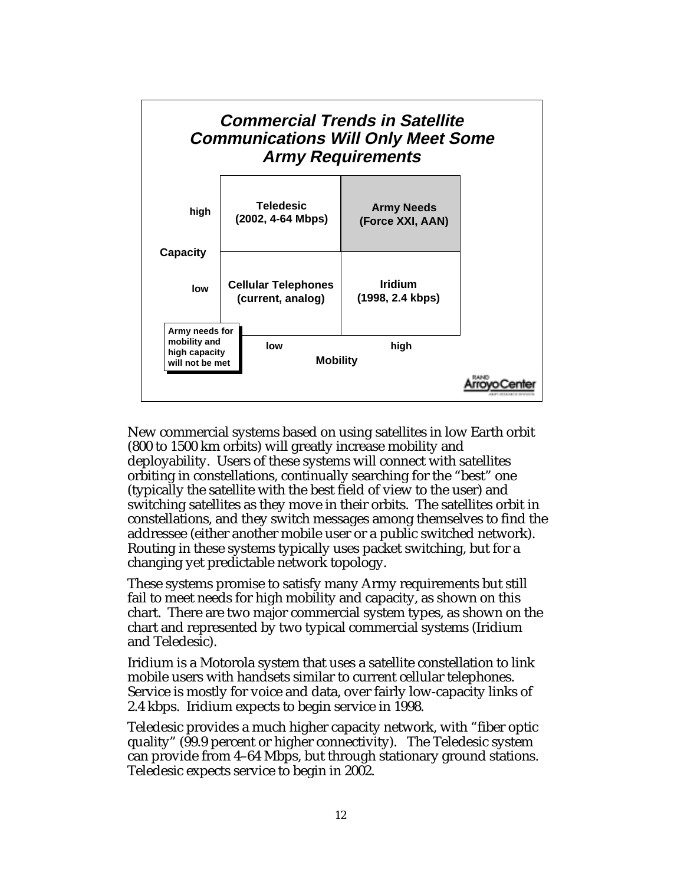## *Commercial Trends in Satellite Communications Will Only Meet Some Army Requirements*

| Capacity | Mobility: low | Mobility: high |
|---|---|---|
| high | **Teledesic (2002, 4-64 Mbps)** | **Army Needs (Force XXI, AAN)** |
| low | **Cellular Telephones (current, analog)** | **Iridium (1998, 2.4 kbps)** |

**Army needs for mobility and high capacity will not be met**

New commercial systems based on using satellites in low Earth orbit (800 to 1500 km orbits) will greatly increase mobility and deployability. Users of these systems will connect with satellites orbiting in constellations, continually searching for the "best" one (typically the satellite with the best field of view to the user) and switching satellites as they move in their orbits. The satellites orbit in constellations, and they switch messages among themselves to find the addressee (either another mobile user or a public switched network). Routing in these systems typically uses packet switching, but for a changing yet predictable network topology.

These systems promise to satisfy many Army requirements but still fail to meet needs for high mobility and capacity, as shown on this chart. There are two major commercial system types, as shown on the chart and represented by two typical commercial systems (Iridium and Teledesic).

Iridium is a Motorola system that uses a satellite constellation to link mobile users with handsets similar to current cellular telephones. Service is mostly for voice and data, over fairly low-capacity links of 2.4 kbps. Iridium expects to begin service in 1998.

Teledesic provides a much higher capacity network, with "fiber optic quality" (99.9 percent or higher connectivity). The Teledesic system can provide from 4–64 Mbps, but through stationary ground stations. Teledesic expects service to begin in 2002.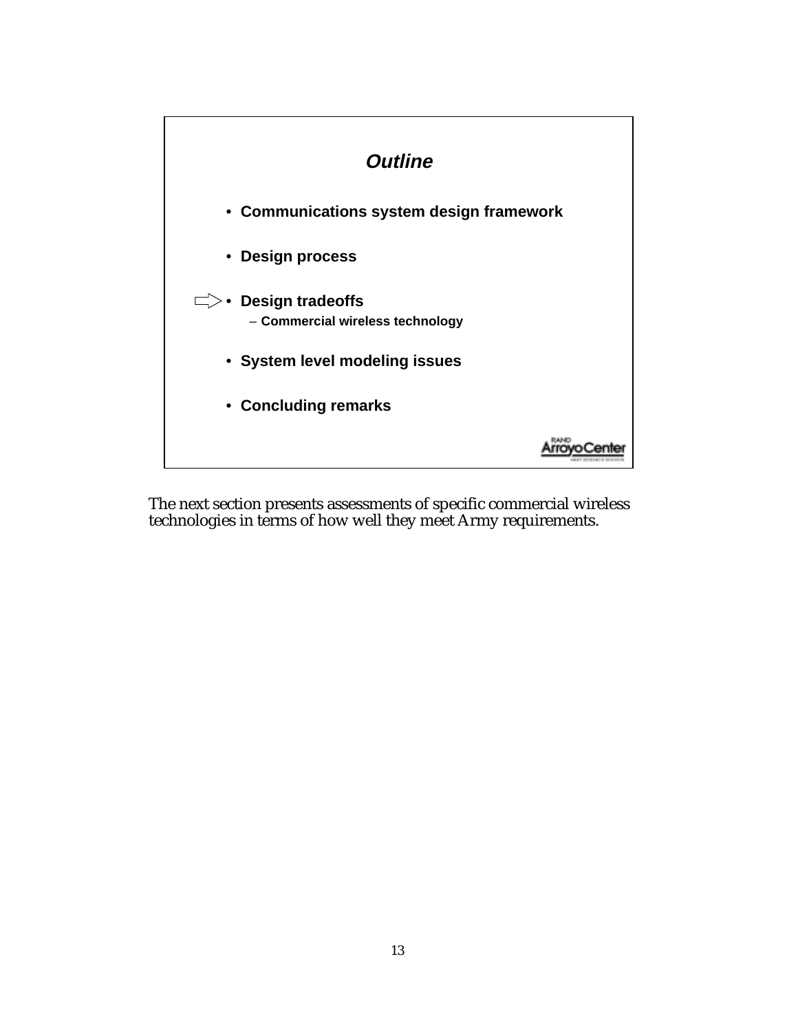## *Outline*

- **Communications system design framework**
- **Design process**
- **Design tradeoffs** ⇨
  - **Commercial wireless technology**
- **System level modeling issues**
- **Concluding remarks**

RAND Arroyo Center

The next section presents assessments of specific commercial wireless technologies in terms of how well they meet Army requirements.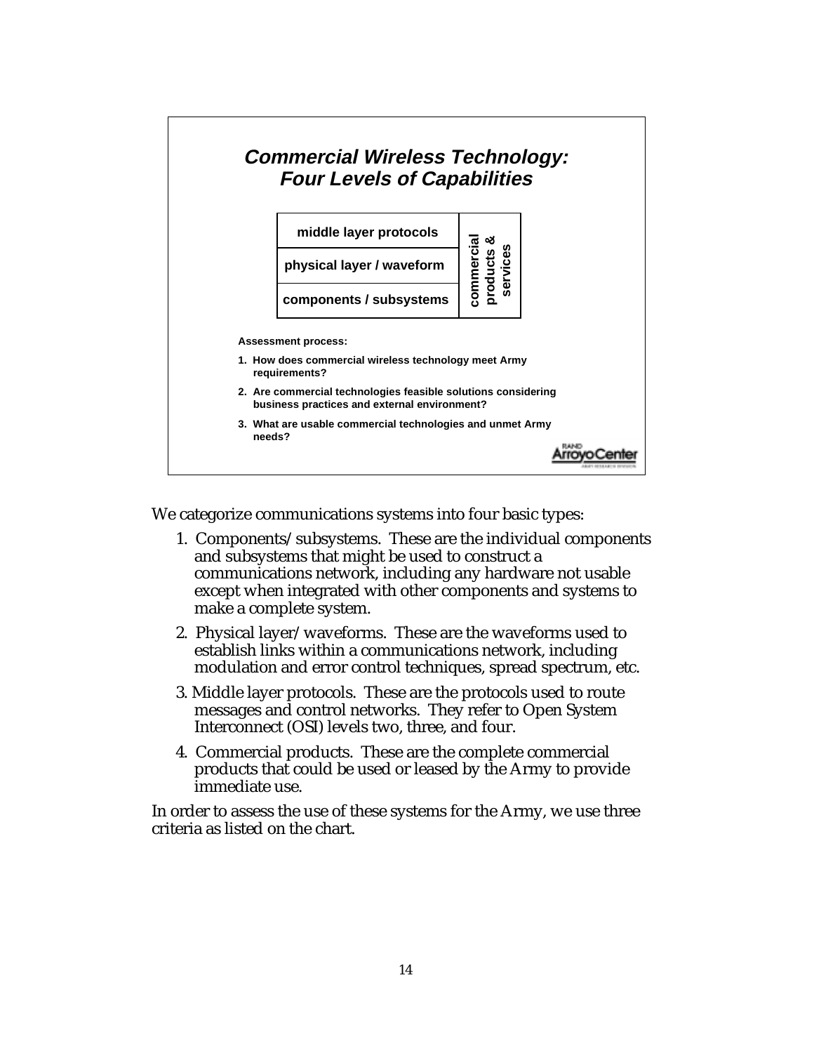## Commercial Wireless Technology: Four Levels of Capabilities

| | |
|---|---|
| middle layer protocols | commercial products & services |
| physical layer / waveform | |
| components / subsystems | |

**Assessment process:**

1. **How does commercial wireless technology meet Army requirements?**
2. **Are commercial technologies feasible solutions considering business practices and external environment?**
3. **What are usable commercial technologies and unmet Army needs?**

We categorize communications systems into four basic types:

1. Components/subsystems. These are the individual components and subsystems that might be used to construct a communications network, including any hardware not usable except when integrated with other components and systems to make a complete system.
2. Physical layer/waveforms. These are the waveforms used to establish links within a communications network, including modulation and error control techniques, spread spectrum, etc.
3. Middle layer protocols. These are the protocols used to route messages and control networks. They refer to Open System Interconnect (OSI) levels two, three, and four.
4. Commercial products. These are the complete commercial products that could be used or leased by the Army to provide immediate use.

In order to assess the use of these systems for the Army, we use three criteria as listed on the chart.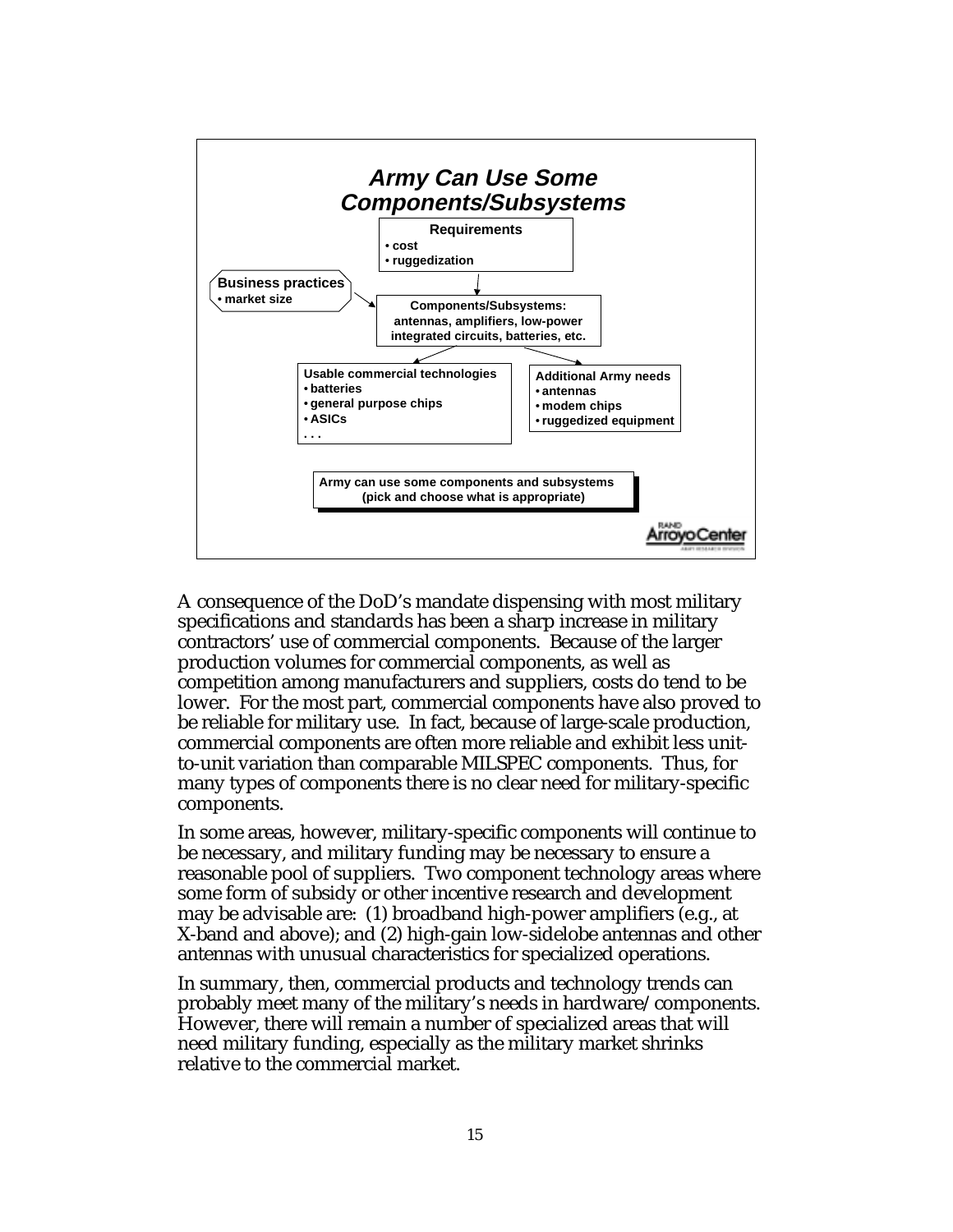## Army Can Use Some Components/Subsystems

**Requirements**
- cost
- ruggedization

**Business practices**
- market size

**Components/Subsystems:** antennas, amplifiers, low-power integrated circuits, batteries, etc.

**Usable commercial technologies**
- batteries
- general purpose chips
- ASICs
- . . .

**Additional Army needs**
- antennas
- modem chips
- ruggedized equipment

**Army can use some components and subsystems (pick and choose what is appropriate)**

A consequence of the DoD's mandate dispensing with most military specifications and standards has been a sharp increase in military contractors' use of commercial components. Because of the larger production volumes for commercial components, as well as competition among manufacturers and suppliers, costs do tend to be lower. For the most part, commercial components have also proved to be reliable for military use. In fact, because of large-scale production, commercial components are often more reliable and exhibit less unit-to-unit variation than comparable MILSPEC components. Thus, for many types of components there is no clear need for military-specific components.

In some areas, however, military-specific components will continue to be necessary, and military funding may be necessary to ensure a reasonable pool of suppliers. Two component technology areas where some form of subsidy or other incentive research and development may be advisable are: (1) broadband high-power amplifiers (e.g., at X-band and above); and (2) high-gain low-sidelobe antennas and other antennas with unusual characteristics for specialized operations.

In summary, then, commercial products and technology trends can probably meet many of the military's needs in hardware/components. However, there will remain a number of specialized areas that will need military funding, especially as the military market shrinks relative to the commercial market.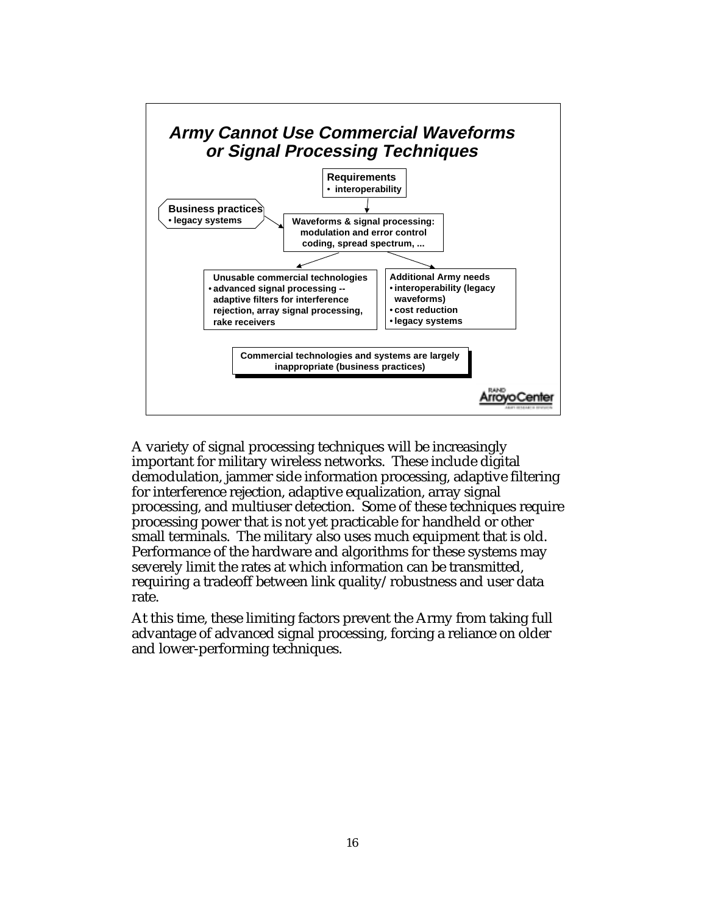## *Army Cannot Use Commercial Waveforms or Signal Processing Techniques*

**Requirements**
- **interoperability**

**Business practices**
- **legacy systems**

**Waveforms & signal processing: modulation and error control coding, spread spectrum, ...**

**Unusable commercial technologies**
- **advanced signal processing -- adaptive filters for interference rejection, array signal processing, rake receivers**

**Additional Army needs**
- **interoperability (legacy waveforms)**
- **cost reduction**
- **legacy systems**

**Commercial technologies and systems are largely inappropriate (business practices)**

A variety of signal processing techniques will be increasingly important for military wireless networks. These include digital demodulation, jammer side information processing, adaptive filtering for interference rejection, adaptive equalization, array signal processing, and multiuser detection. Some of these techniques require processing power that is not yet practicable for handheld or other small terminals. The military also uses much equipment that is old. Performance of the hardware and algorithms for these systems may severely limit the rates at which information can be transmitted, requiring a tradeoff between link quality/robustness and user data rate.

At this time, these limiting factors prevent the Army from taking full advantage of advanced signal processing, forcing a reliance on older and lower-performing techniques.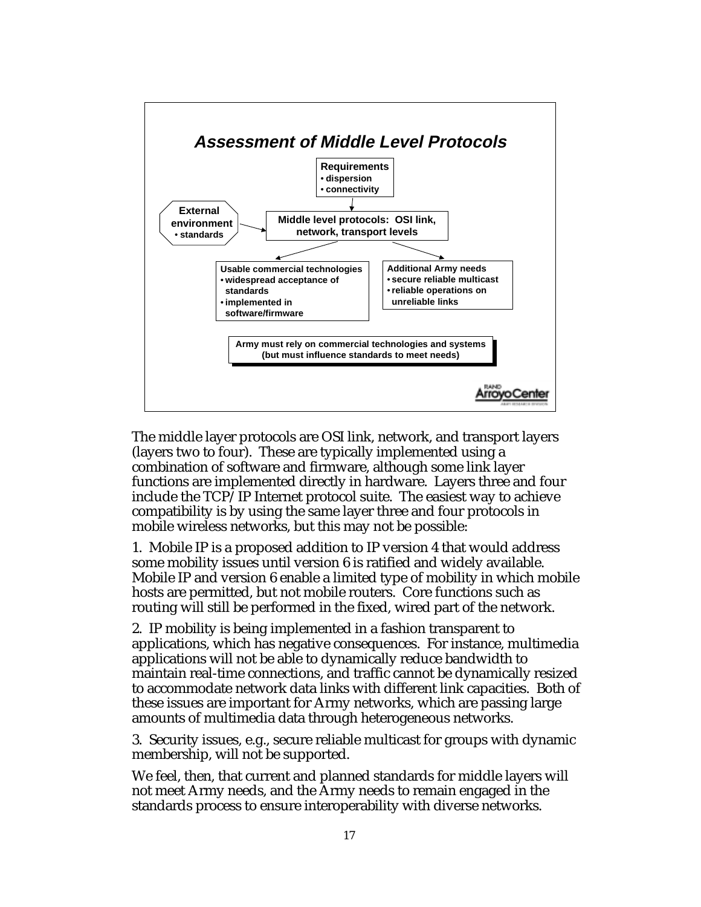## Assessment of Middle Level Protocols

**Requirements**
- dispersion
- connectivity

**External environment**
- standards

**Middle level protocols: OSI link, network, transport levels**

**Usable commercial technologies**
- widespread acceptance of standards
- implemented in software/firmware

**Additional Army needs**
- secure reliable multicast
- reliable operations on unreliable links

**Army must rely on commercial technologies and systems (but must influence standards to meet needs)**

The middle layer protocols are OSI link, network, and transport layers (layers two to four). These are typically implemented using a combination of software and firmware, although some link layer functions are implemented directly in hardware. Layers three and four include the TCP/IP Internet protocol suite. The easiest way to achieve compatibility is by using the same layer three and four protocols in mobile wireless networks, but this may not be possible:

1. Mobile IP is a proposed addition to IP version 4 that would address some mobility issues until version 6 is ratified and widely available. Mobile IP and version 6 enable a limited type of mobility in which mobile hosts are permitted, but not mobile routers. Core functions such as routing will still be performed in the fixed, wired part of the network.

2. IP mobility is being implemented in a fashion transparent to applications, which has negative consequences. For instance, multimedia applications will not be able to dynamically reduce bandwidth to maintain real-time connections, and traffic cannot be dynamically resized to accommodate network data links with different link capacities. Both of these issues are important for Army networks, which are passing large amounts of multimedia data through heterogeneous networks.

3. Security issues, e.g., secure reliable multicast for groups with dynamic membership, will not be supported.

We feel, then, that current and planned standards for middle layers will not meet Army needs, and the Army needs to remain engaged in the standards process to ensure interoperability with diverse networks.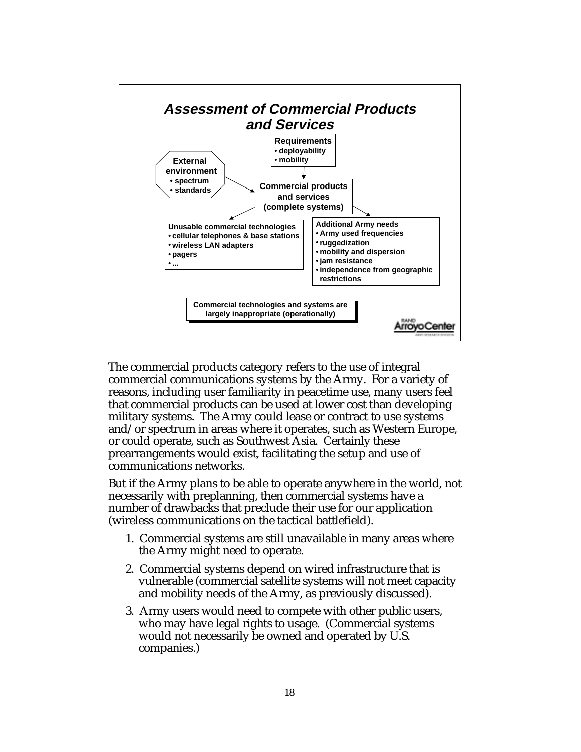## *Assessment of Commercial Products and Services*

**Requirements**
- deployability
- mobility

**External environment**
- spectrum
- standards

**Commercial products and services (complete systems)**

**Unusable commercial technologies**
- cellular telephones & base stations
- wireless LAN adapters
- pagers
- ...

**Additional Army needs**
- Army used frequencies
- ruggedization
- mobility and dispersion
- jam resistance
- independence from geographic restrictions

**Commercial technologies and systems are largely inappropriate (operationally)**

RAND Arroyo Center

The commercial products category refers to the use of integral commercial communications systems by the Army. For a variety of reasons, including user familiarity in peacetime use, many users feel that commercial products can be used at lower cost than developing military systems. The Army could lease or contract to use systems and/or spectrum in areas where it operates, such as Western Europe, or could operate, such as Southwest Asia. Certainly these prearrangements would exist, facilitating the setup and use of communications networks.

But if the Army plans to be able to operate anywhere in the world, not necessarily with preplanning, then commercial systems have a number of drawbacks that preclude their use for our application (wireless communications on the tactical battlefield).

1. Commercial systems are still unavailable in many areas where the Army might need to operate.
2. Commercial systems depend on wired infrastructure that is vulnerable (commercial satellite systems will not meet capacity and mobility needs of the Army, as previously discussed).
3. Army users would need to compete with other public users, who may have legal rights to usage. (Commercial systems would not necessarily be owned and operated by U.S. companies.)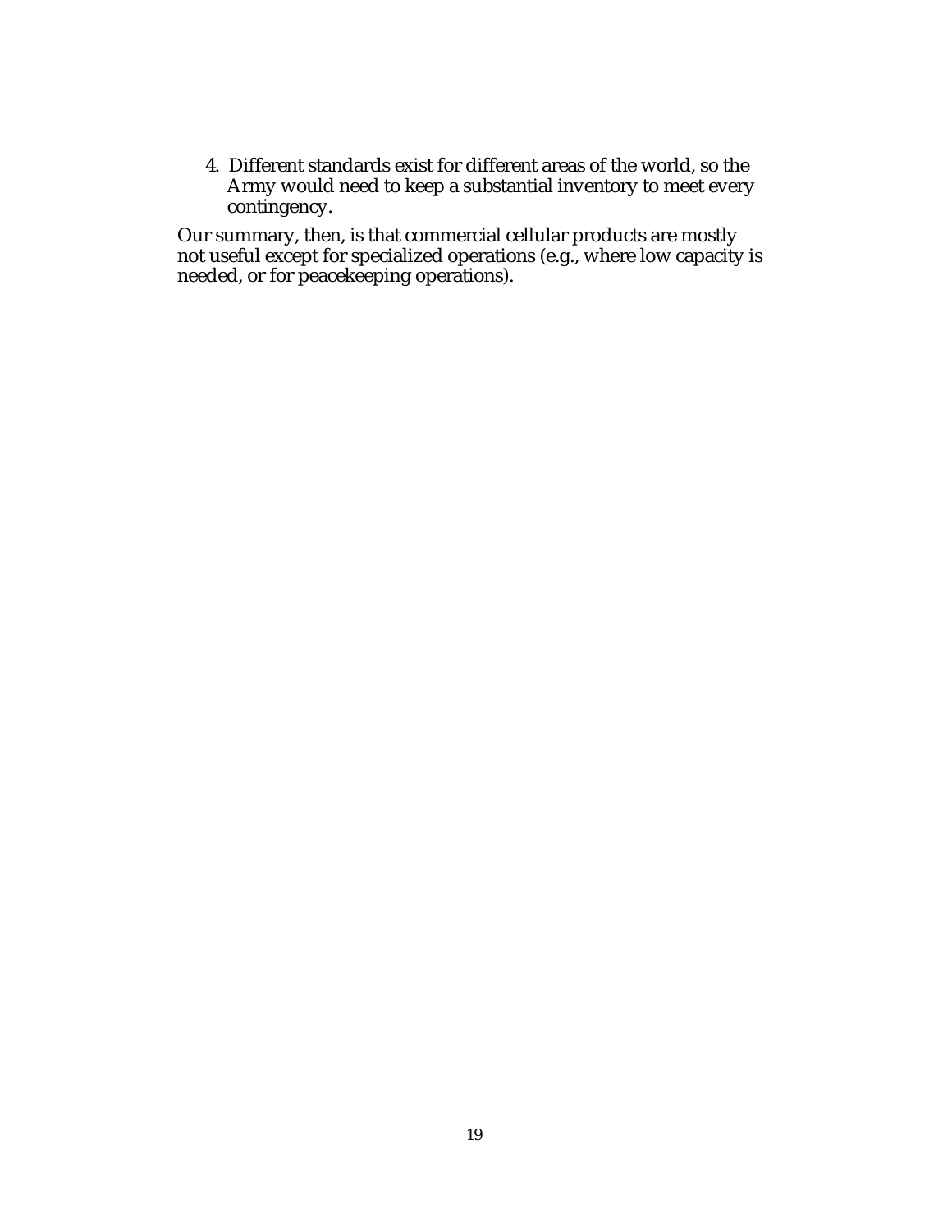4. Different standards exist for different areas of the world, so the Army would need to keep a substantial inventory to meet every contingency.

Our summary, then, is that commercial cellular products are mostly not useful except for specialized operations (e.g., where low capacity is needed, or for peacekeeping operations).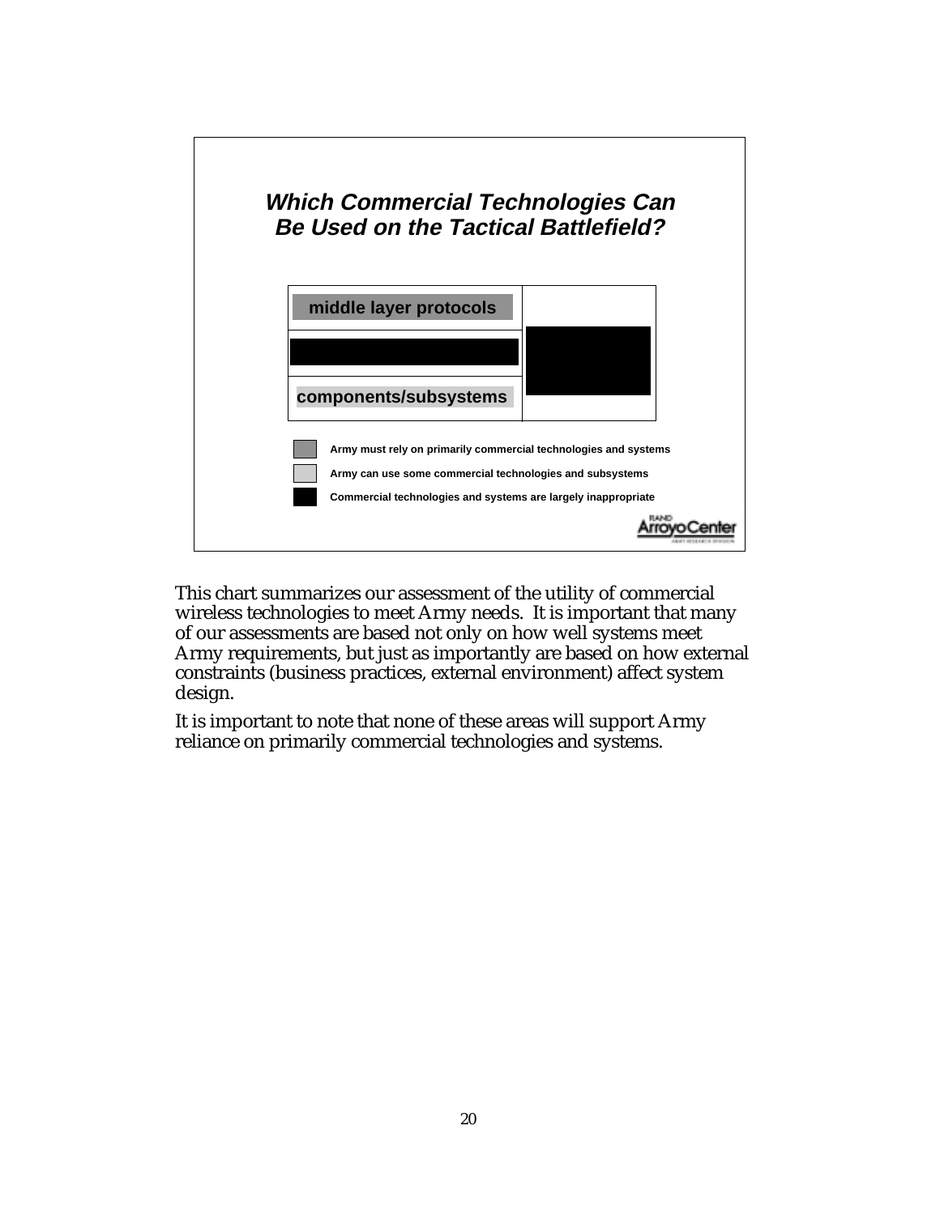## *Which Commercial Technologies Can Be Used on the Tactical Battlefield?*

middle layer protocols

components/subsystems

- Army must rely on primarily commercial technologies and systems
- Army can use some commercial technologies and subsystems
- Commercial technologies and systems are largely inappropriate

This chart summarizes our assessment of the utility of commercial wireless technologies to meet Army needs. It is important that many of our assessments are based not only on how well systems meet Army requirements, but just as importantly are based on how external constraints (business practices, external environment) affect system design.

It is important to note that none of these areas will support Army reliance on primarily commercial technologies and systems.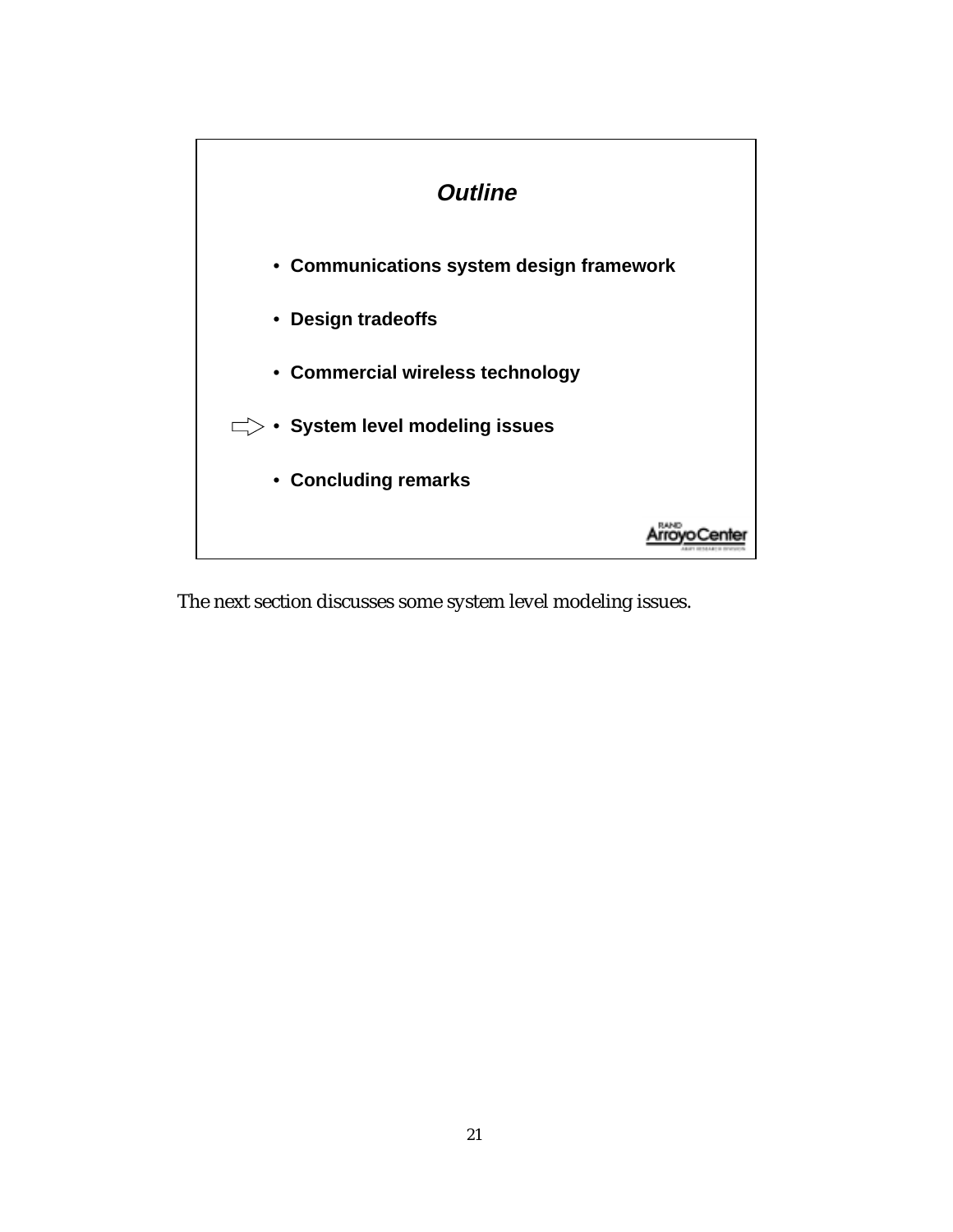## *Outline*

- Communications system design framework
- Design tradeoffs
- Commercial wireless technology
- ⇨ System level modeling issues
- Concluding remarks

RAND Arroyo Center

The next section discusses some system level modeling issues.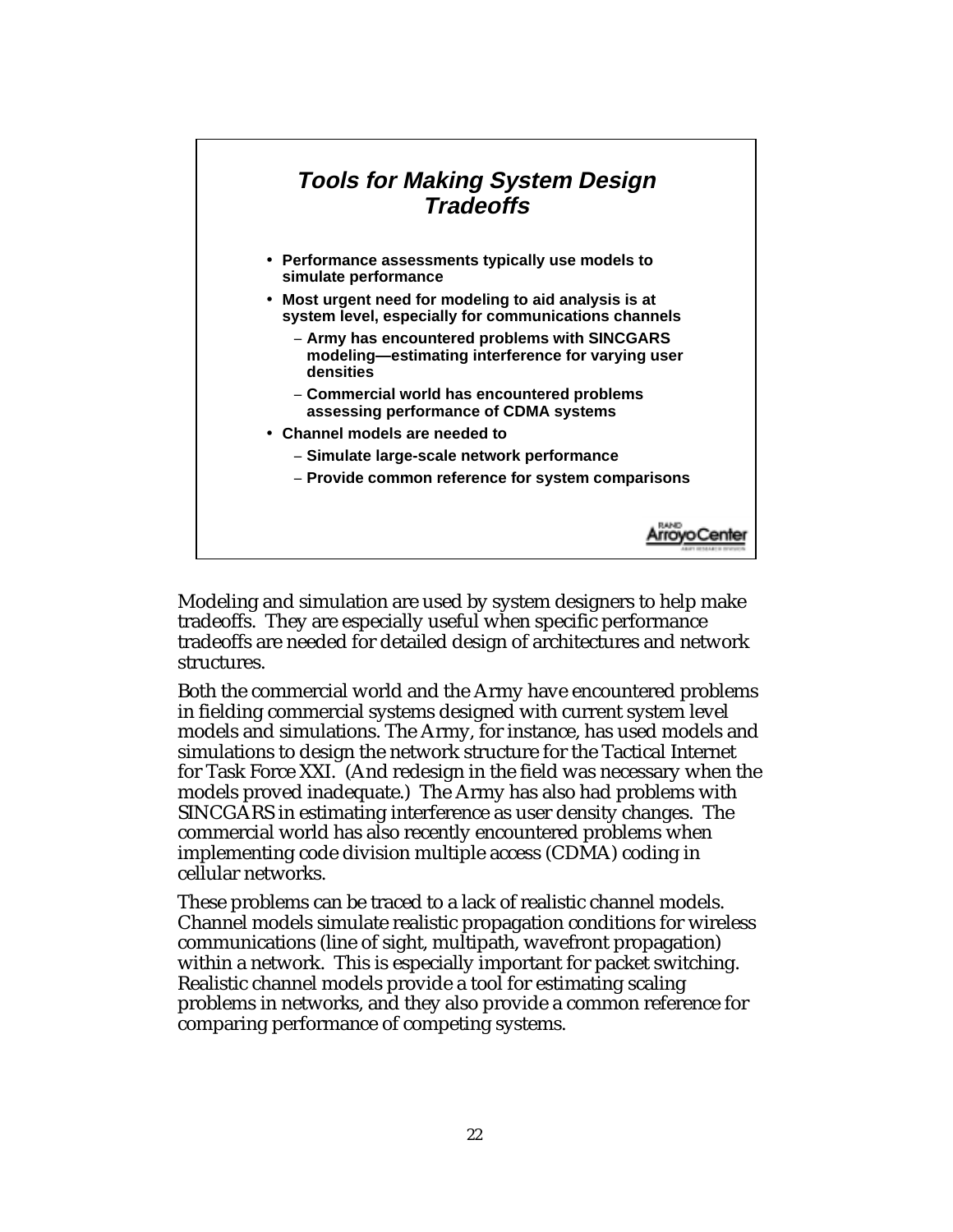## *Tools for Making System Design Tradeoffs*

- **Performance assessments typically use models to simulate performance**
- **Most urgent need for modeling to aid analysis is at system level, especially for communications channels**
  - **Army has encountered problems with SINCGARS modeling—estimating interference for varying user densities**
  - **Commercial world has encountered problems assessing performance of CDMA systems**
- **Channel models are needed to**
  - **Simulate large-scale network performance**
  - **Provide common reference for system comparisons**

RAND Arroyo Center

Modeling and simulation are used by system designers to help make tradeoffs. They are especially useful when specific performance tradeoffs are needed for detailed design of architectures and network structures.

Both the commercial world and the Army have encountered problems in fielding commercial systems designed with current system level models and simulations. The Army, for instance, has used models and simulations to design the network structure for the Tactical Internet for Task Force XXI. (And redesign in the field was necessary when the models proved inadequate.) The Army has also had problems with SINCGARS in estimating interference as user density changes. The commercial world has also recently encountered problems when implementing code division multiple access (CDMA) coding in cellular networks.

These problems can be traced to a lack of realistic channel models. Channel models simulate realistic propagation conditions for wireless communications (line of sight, multipath, wavefront propagation) within a network. This is especially important for packet switching. Realistic channel models provide a tool for estimating scaling problems in networks, and they also provide a common reference for comparing performance of competing systems.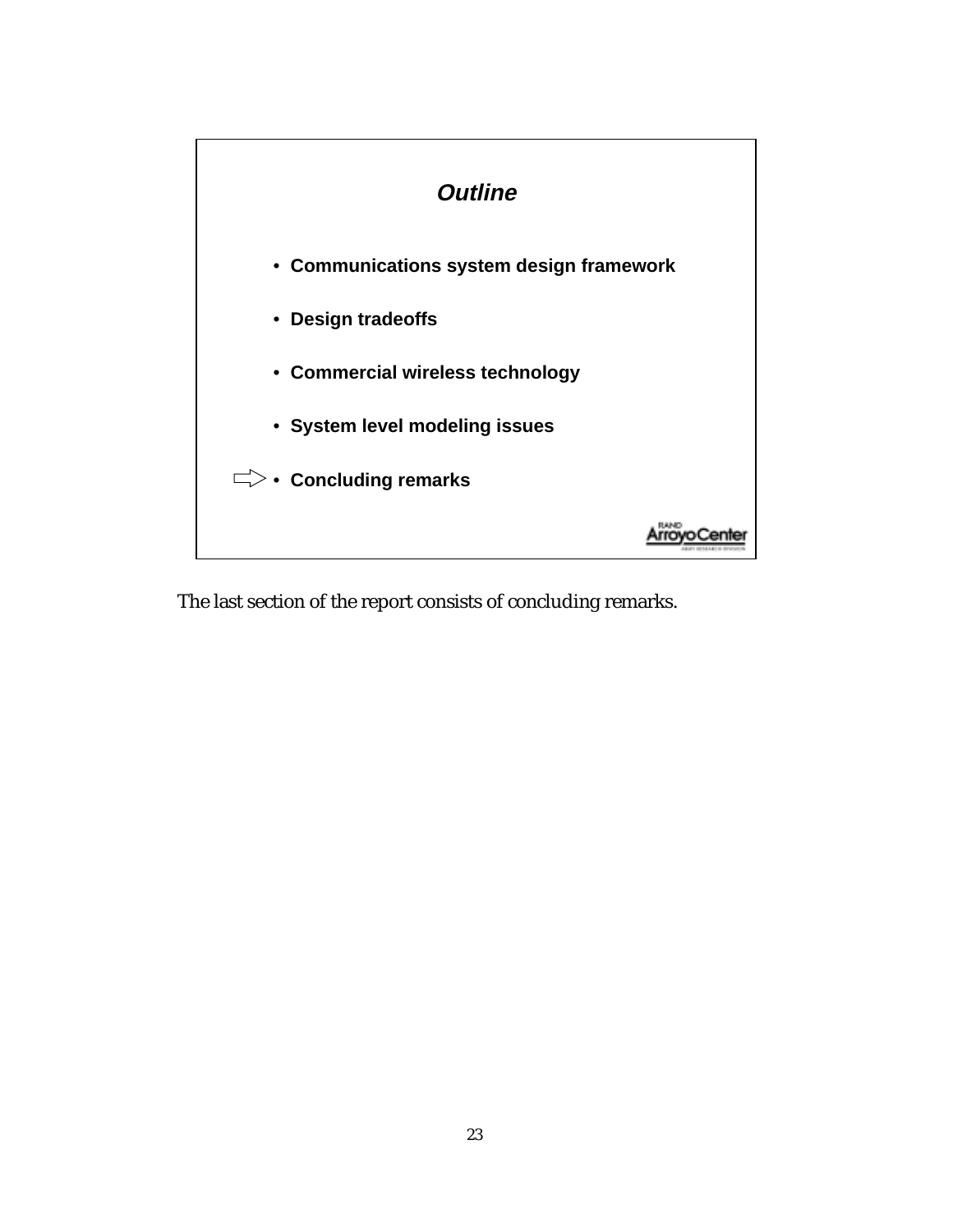### *Outline*

- **Communications system design framework**
- **Design tradeoffs**
- **Commercial wireless technology**
- **System level modeling issues**
- **Concluding remarks**

The last section of the report consists of concluding remarks.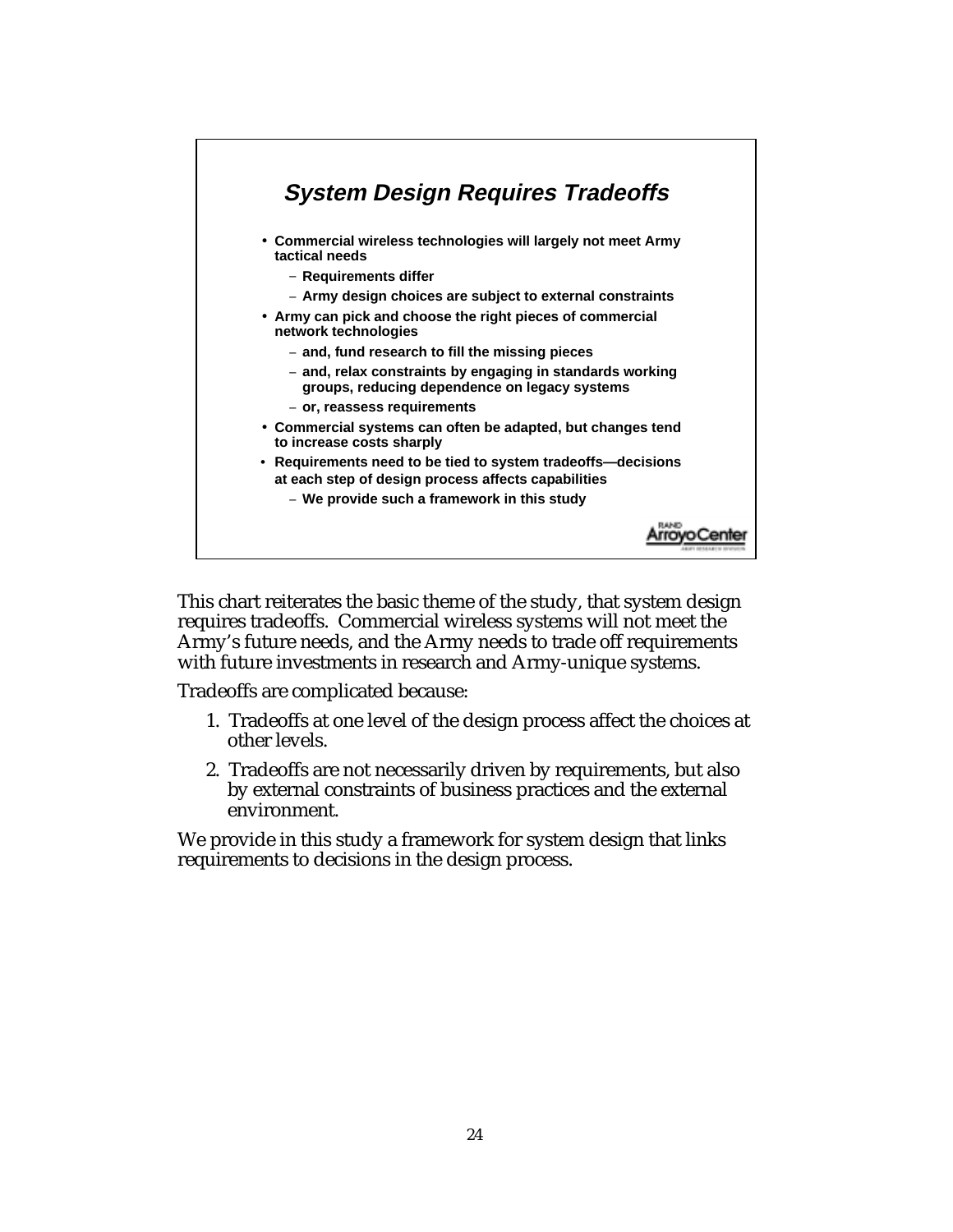## System Design Requires Tradeoffs

- **Commercial wireless technologies will largely not meet Army tactical needs**
  - **Requirements differ**
  - **Army design choices are subject to external constraints**
- **Army can pick and choose the right pieces of commercial network technologies**
  - **and, fund research to fill the missing pieces**
  - **and, relax constraints by engaging in standards working groups, reducing dependence on legacy systems**
  - **or, reassess requirements**
- **Commercial systems can often be adapted, but changes tend to increase costs sharply**
- **Requirements need to be tied to system tradeoffs—decisions at each step of design process affects capabilities**
  - **We provide such a framework in this study**

RAND Arroyo Center

This chart reiterates the basic theme of the study, that system design requires tradeoffs. Commercial wireless systems will not meet the Army's future needs, and the Army needs to trade off requirements with future investments in research and Army-unique systems.

Tradeoffs are complicated because:

1. Tradeoffs at one level of the design process affect the choices at other levels.
2. Tradeoffs are not necessarily driven by requirements, but also by external constraints of business practices and the external environment.

We provide in this study a framework for system design that links requirements to decisions in the design process.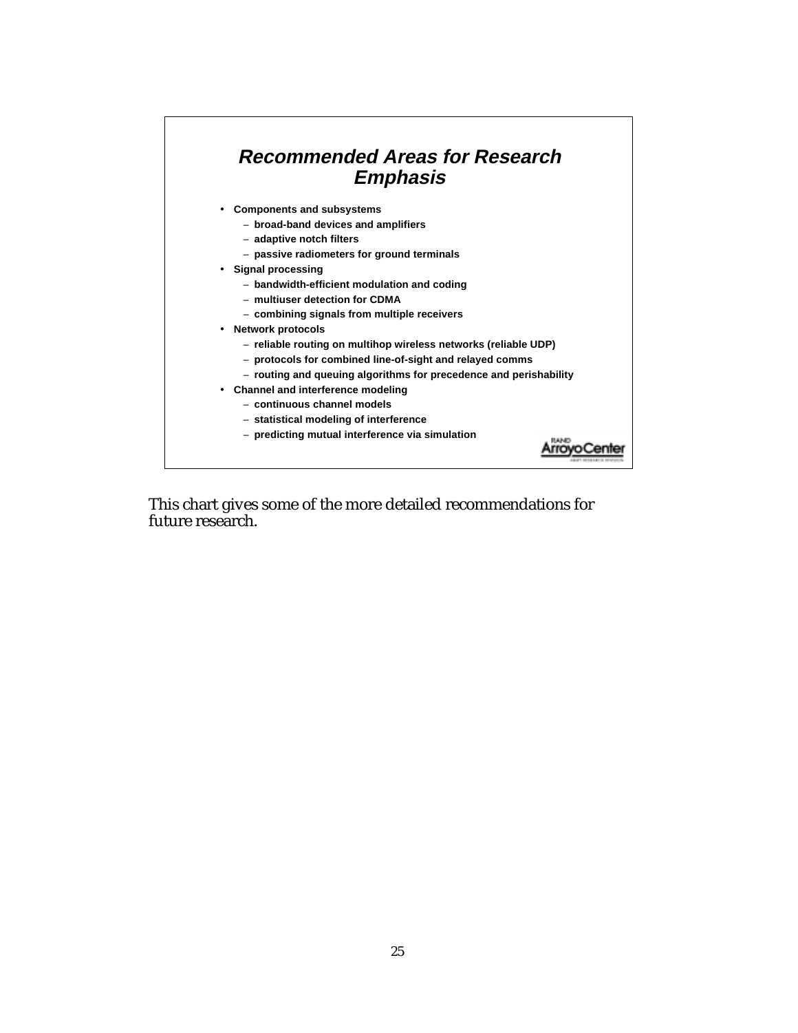## *Recommended Areas for Research Emphasis*

- **Components and subsystems**
  - **broad-band devices and amplifiers**
  - **adaptive notch filters**
  - **passive radiometers for ground terminals**
- **Signal processing**
  - **bandwidth-efficient modulation and coding**
  - **multiuser detection for CDMA**
  - **combining signals from multiple receivers**
- **Network protocols**
  - **reliable routing on multihop wireless networks (reliable UDP)**
  - **protocols for combined line-of-sight and relayed comms**
  - **routing and queuing algorithms for precedence and perishability**
- **Channel and interference modeling**
  - **continuous channel models**
  - **statistical modeling of interference**
  - **predicting mutual interference via simulation**

RAND Arroyo Center

This chart gives some of the more detailed recommendations for future research.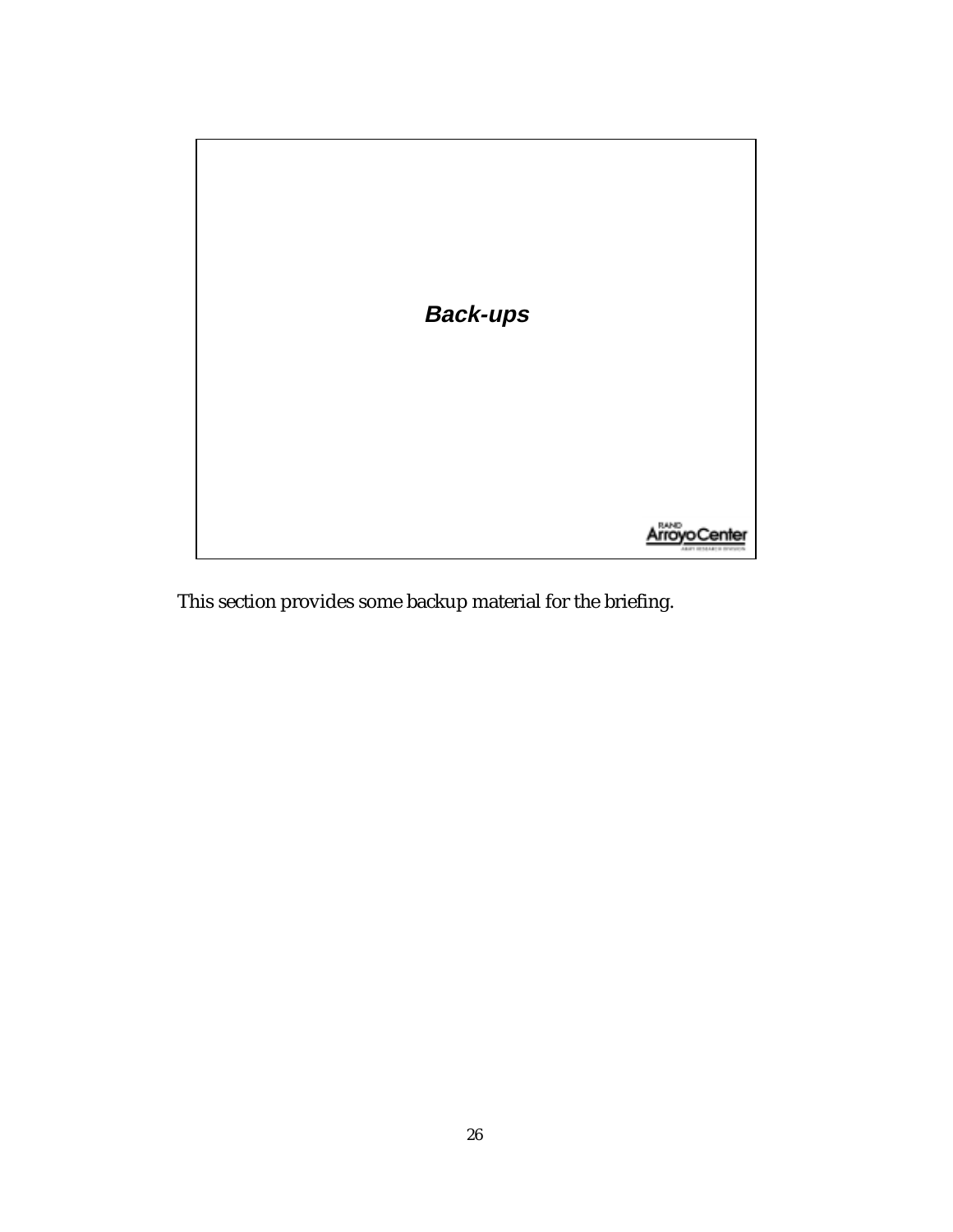## *Back-ups*

RAND Arroyo Center

This section provides some backup material for the briefing.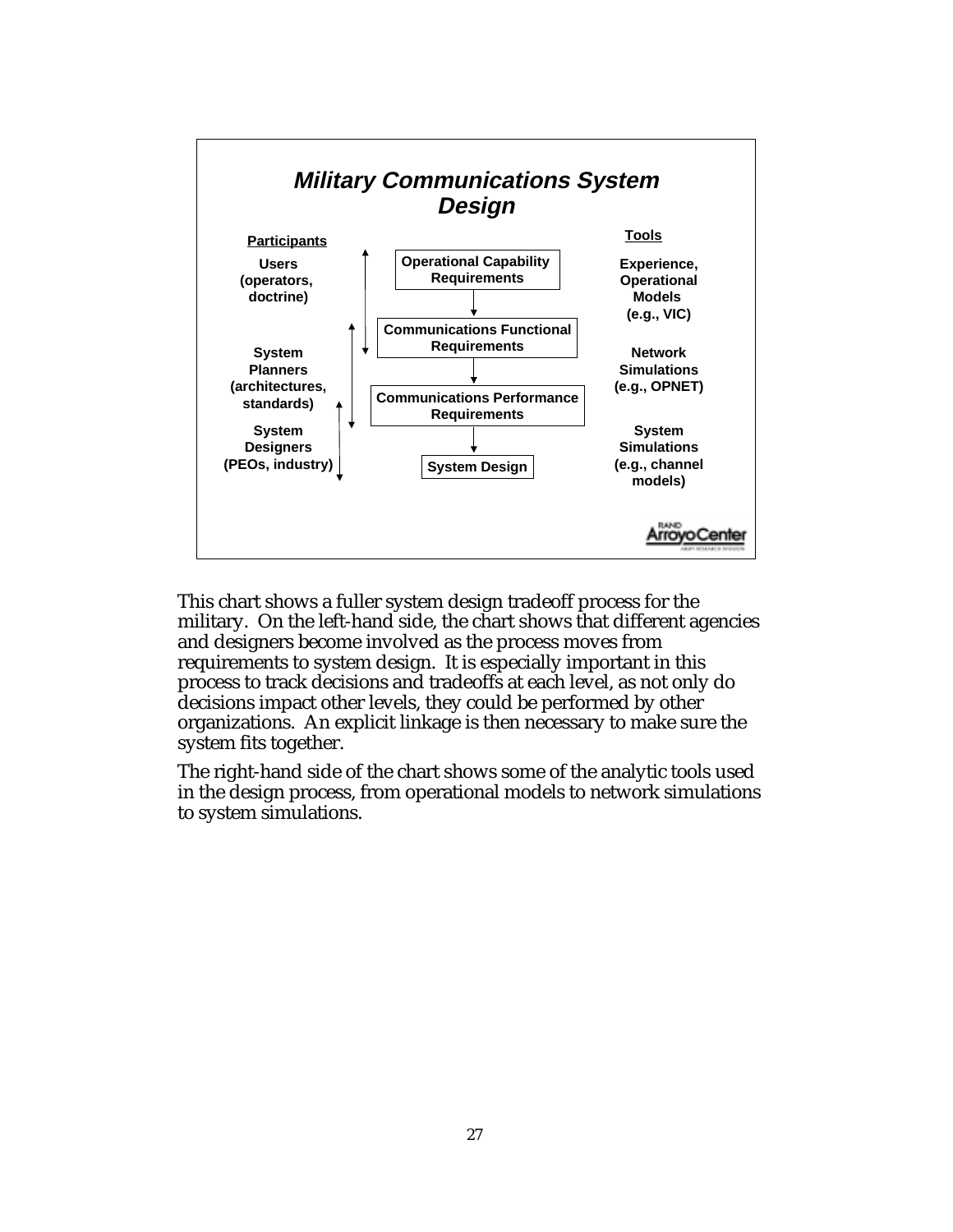## Military Communications System Design

| Participants | Process | Tools |
|---|---|---|
| Users (operators, doctrine) | Operational Capability Requirements | Experience, Operational Models (e.g., VIC) |
| System Planners (architectures, standards) | Communications Functional Requirements | Network Simulations (e.g., OPNET) |
| | Communications Performance Requirements | |
| System Designers (PEOs, industry) | System Design | System Simulations (e.g., channel models) |

RAND Arroyo Center

This chart shows a fuller system design tradeoff process for the military. On the left-hand side, the chart shows that different agencies and designers become involved as the process moves from requirements to system design. It is especially important in this process to track decisions and tradeoffs at each level, as not only do decisions impact other levels, they could be performed by other organizations. An explicit linkage is then necessary to make sure the system fits together.

The right-hand side of the chart shows some of the analytic tools used in the design process, from operational models to network simulations to system simulations.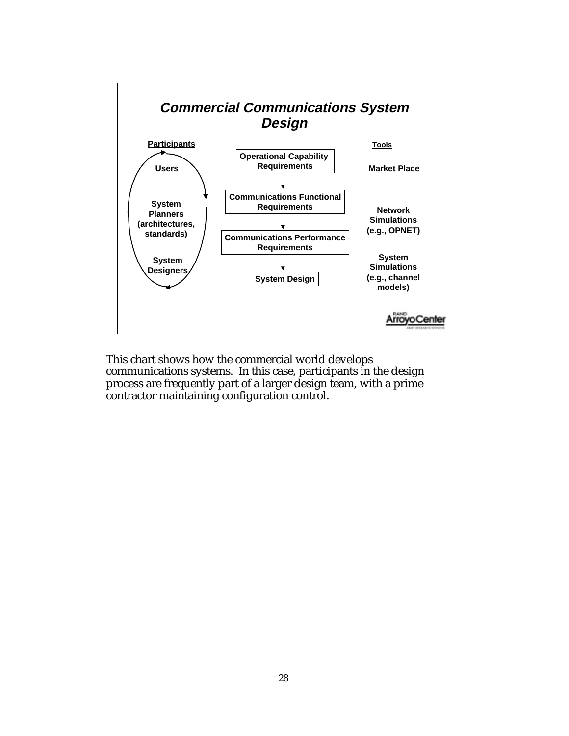## *Commercial Communications System Design*

**Participants**

- **Users**
- **System Planners (architectures, standards)**
- **System Designers**

**Operational Capability Requirements**

↓

**Communications Functional Requirements**

↓

**Communications Performance Requirements**

↓

**System Design**

**Tools**

- **Market Place**
- **Network Simulations (e.g., OPNET)**
- **System Simulations (e.g., channel models)**

RAND Arroyo Center

This chart shows how the commercial world develops communications systems. In this case, participants in the design process are frequently part of a larger design team, with a prime contractor maintaining configuration control.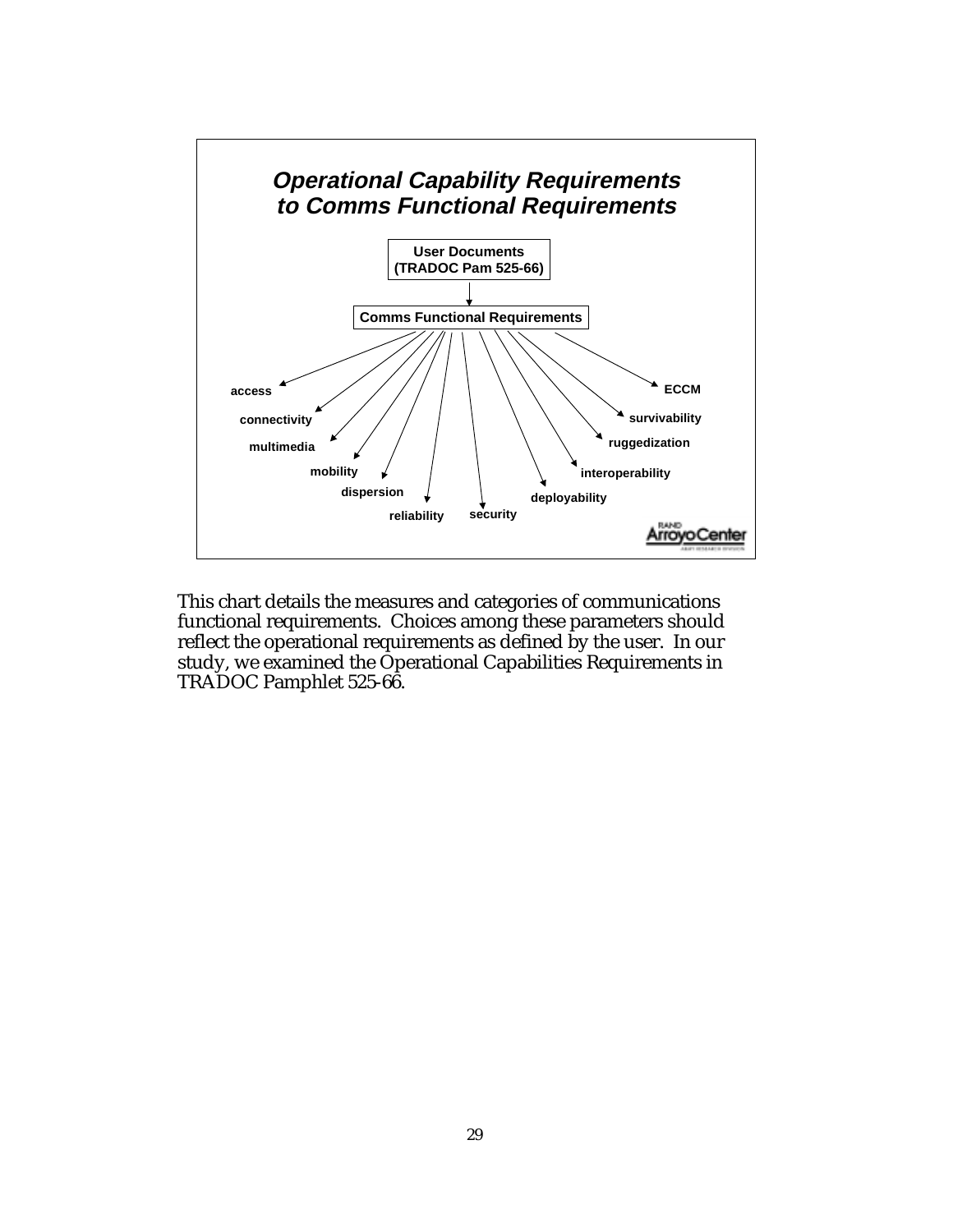## *Operational Capability Requirements to Comms Functional Requirements*

**User Documents (TRADOC Pam 525-66)**

↓

**Comms Functional Requirements**

- **access**
- **connectivity**
- **multimedia**
- **mobility**
- **dispersion**
- **reliability**
- **security**
- **deployability**
- **interoperability**
- **ruggedization**
- **survivability**
- **ECCM**

This chart details the measures and categories of communications functional requirements. Choices among these parameters should reflect the operational requirements as defined by the user. In our study, we examined the Operational Capabilities Requirements in TRADOC Pamphlet 525-66.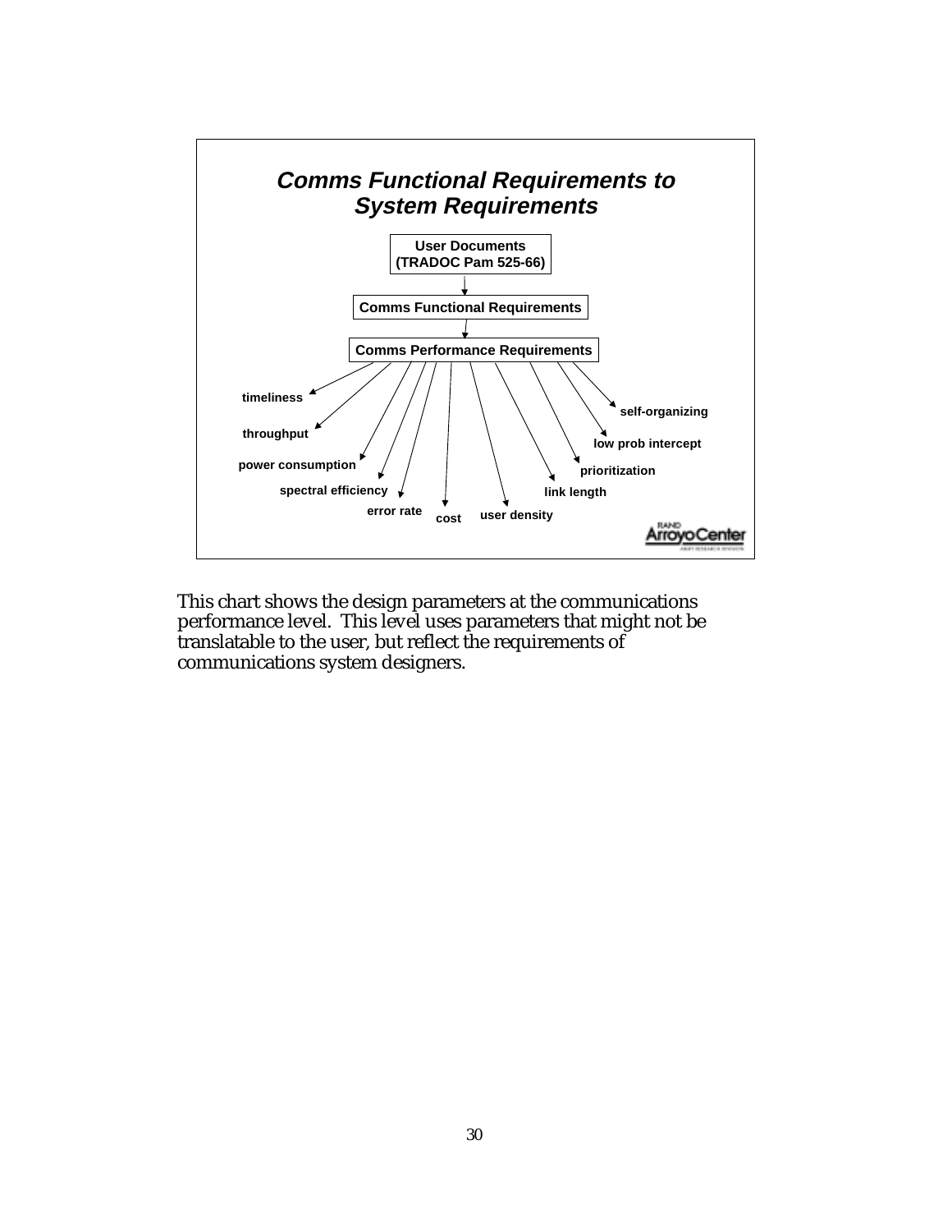## Comms Functional Requirements to System Requirements

- User Documents (TRADOC Pam 525-66)
  - Comms Functional Requirements
    - Comms Performance Requirements
      - timeliness
      - throughput
      - power consumption
      - spectral efficiency
      - error rate
      - cost
      - user density
      - link length
      - prioritization
      - low prob intercept
      - self-organizing

RAND Arroyo Center

This chart shows the design parameters at the communications performance level. This level uses parameters that might not be translatable to the user, but reflect the requirements of communications system designers.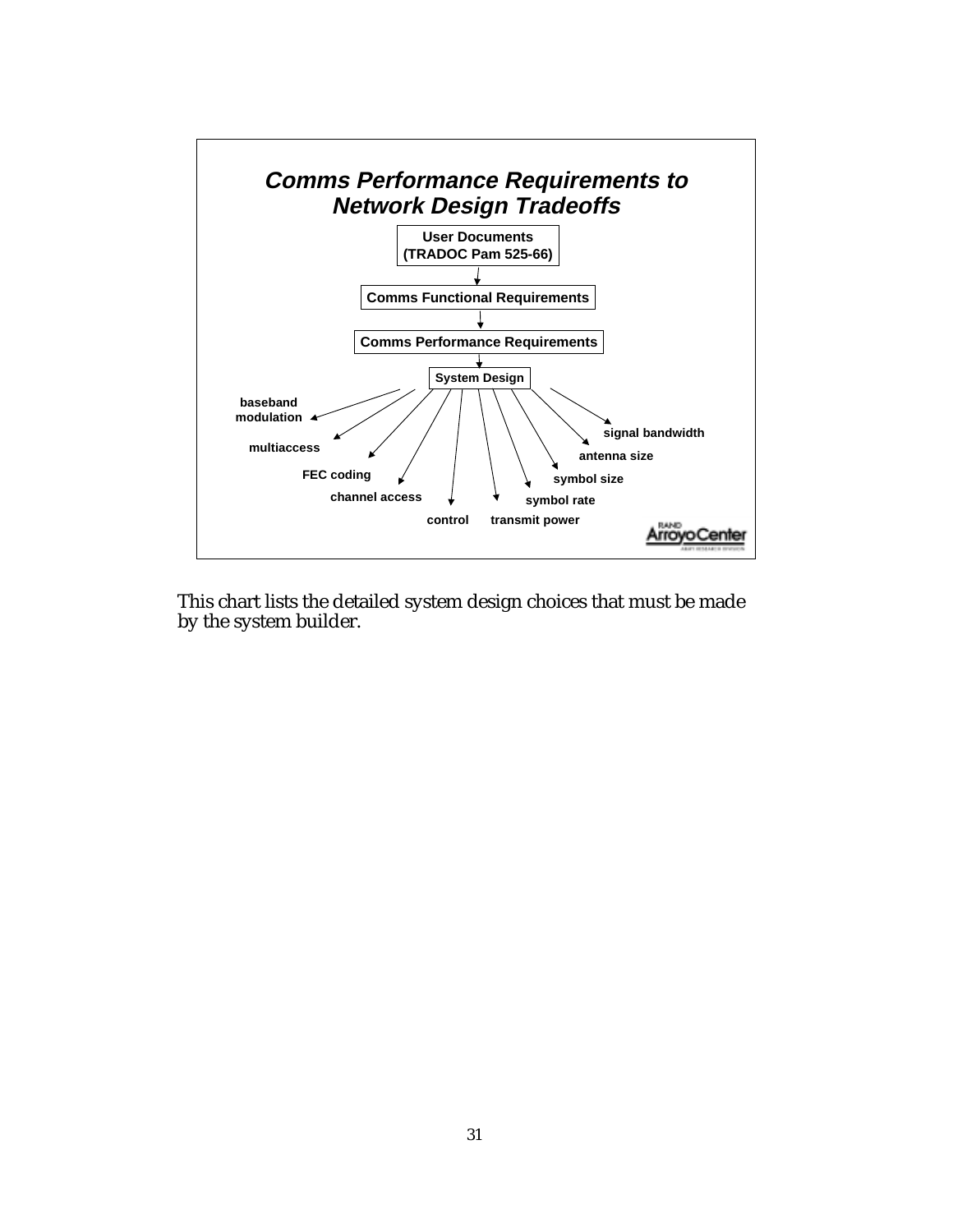## *Comms Performance Requirements to Network Design Tradeoffs*

User Documents
(TRADOC Pam 525-66)

Comms Functional Requirements

Comms Performance Requirements

System Design

baseband modulation

multiaccess

FEC coding

channel access

control

transmit power

symbol rate

symbol size

antenna size

signal bandwidth

RAND Arroyo Center

This chart lists the detailed system design choices that must be made by the system builder.